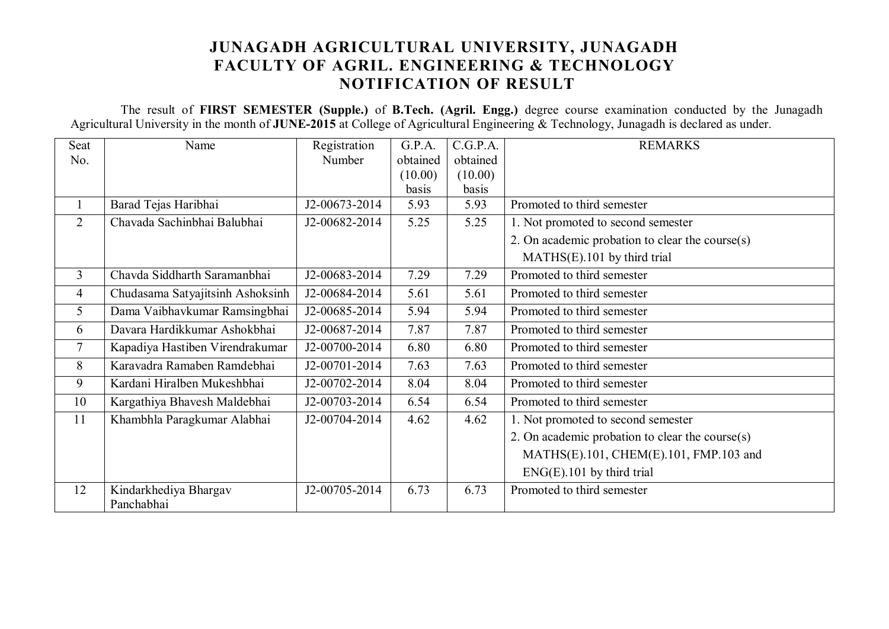# JUNAGADH AGRICULTURAL UNIVERSITY, JUNAGADH
## FACULTY OF AGRIL. ENGINEERING & TECHNOLOGY
## NOTIFICATION OF RESULT

The result of **FIRST SEMESTER (Supple.)** of **B.Tech. (Agril. Engg.)** degree course examination conducted by the Junagadh Agricultural University in the month of **JUNE-2015** at College of Agricultural Engineering & Technology, Junagadh is declared as under.

| Seat No. | Name | Registration Number | G.P.A. obtained (10.00) basis | C.G.P.A. obtained (10.00) basis | REMARKS |
|---|---|---|---|---|---|
| 1 | Barad Tejas Haribhai | J2-00673-2014 | 5.93 | 5.93 | Promoted to third semester |
| 2 | Chavada Sachinbhai Balubhai | J2-00682-2014 | 5.25 | 5.25 | 1. Not promoted to second semester<br>2. On academic probation to clear the course(s) MATHS(E).101 by third trial |
| 3 | Chavda Siddharth Saramanbhai | J2-00683-2014 | 7.29 | 7.29 | Promoted to third semester |
| 4 | Chudasama Satyajitsinh Ashoksinh | J2-00684-2014 | 5.61 | 5.61 | Promoted to third semester |
| 5 | Dama Vaibhavkumar Ramsingbhai | J2-00685-2014 | 5.94 | 5.94 | Promoted to third semester |
| 6 | Davara Hardikkumar Ashokbhai | J2-00687-2014 | 7.87 | 7.87 | Promoted to third semester |
| 7 | Kapadiya Hastiben Virendrakumar | J2-00700-2014 | 6.80 | 6.80 | Promoted to third semester |
| 8 | Karavadra Ramaben Ramdebhai | J2-00701-2014 | 7.63 | 7.63 | Promoted to third semester |
| 9 | Kardani Hiralben Mukeshbhai | J2-00702-2014 | 8.04 | 8.04 | Promoted to third semester |
| 10 | Kargathiya Bhavesh Maldebhai | J2-00703-2014 | 6.54 | 6.54 | Promoted to third semester |
| 11 | Khambhla Paragkumar Alabhai | J2-00704-2014 | 4.62 | 4.62 | 1. Not promoted to second semester<br>2. On academic probation to clear the course(s) MATHS(E).101, CHEM(E).101, FMP.103 and ENG(E).101 by third trial |
| 12 | Kindarkhediya Bhargav Panchabhai | J2-00705-2014 | 6.73 | 6.73 | Promoted to third semester |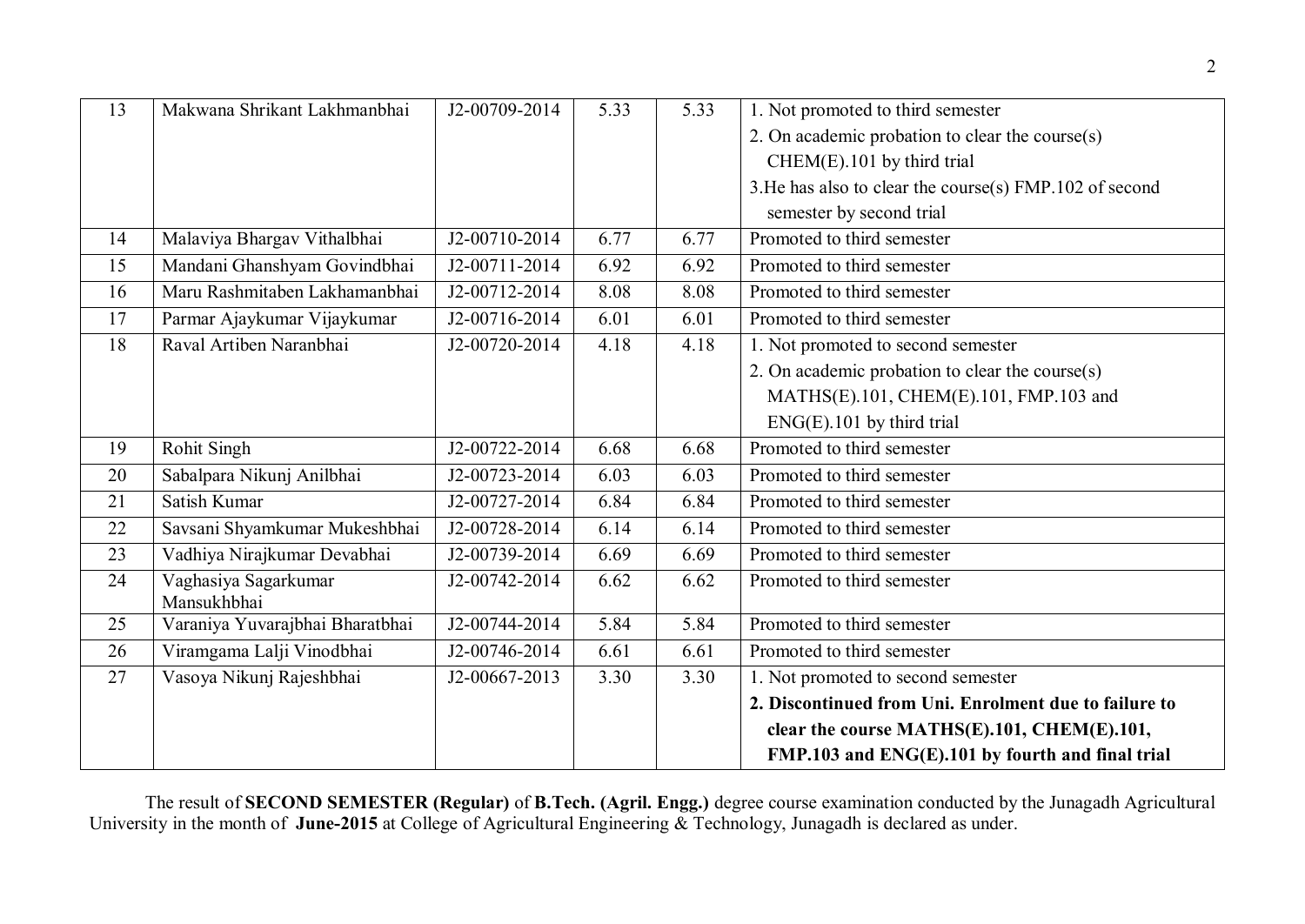| | | | | | |
|---|---|---|---|---|---|
| 13 | Makwana Shrikant Lakhmanbhai | J2-00709-2014 | 5.33 | 5.33 | 1. Not promoted to third semester<br>2. On academic probation to clear the course(s) CHEM(E).101 by third trial<br>3.He has also to clear the course(s) FMP.102 of second semester by second trial |
| 14 | Malaviya Bhargav Vithalbhai | J2-00710-2014 | 6.77 | 6.77 | Promoted to third semester |
| 15 | Mandani Ghanshyam Govindbhai | J2-00711-2014 | 6.92 | 6.92 | Promoted to third semester |
| 16 | Maru Rashmitaben Lakhamanbhai | J2-00712-2014 | 8.08 | 8.08 | Promoted to third semester |
| 17 | Parmar Ajaykumar Vijaykumar | J2-00716-2014 | 6.01 | 6.01 | Promoted to third semester |
| 18 | Raval Artiben Naranbhai | J2-00720-2014 | 4.18 | 4.18 | 1. Not promoted to second semester<br>2. On academic probation to clear the course(s) MATHS(E).101, CHEM(E).101, FMP.103 and ENG(E).101 by third trial |
| 19 | Rohit Singh | J2-00722-2014 | 6.68 | 6.68 | Promoted to third semester |
| 20 | Sabalpara Nikunj Anilbhai | J2-00723-2014 | 6.03 | 6.03 | Promoted to third semester |
| 21 | Satish Kumar | J2-00727-2014 | 6.84 | 6.84 | Promoted to third semester |
| 22 | Savsani Shyamkumar Mukeshbhai | J2-00728-2014 | 6.14 | 6.14 | Promoted to third semester |
| 23 | Vadhiya Nirajkumar Devabhai | J2-00739-2014 | 6.69 | 6.69 | Promoted to third semester |
| 24 | Vaghasiya Sagarkumar Mansukhbhai | J2-00742-2014 | 6.62 | 6.62 | Promoted to third semester |
| 25 | Varaniya Yuvarajbhai Bharatbhai | J2-00744-2014 | 5.84 | 5.84 | Promoted to third semester |
| 26 | Viramgama Lalji Vinodbhai | J2-00746-2014 | 6.61 | 6.61 | Promoted to third semester |
| 27 | Vasoya Nikunj Rajeshbhai | J2-00667-2013 | 3.30 | 3.30 | 1. Not promoted to second semester<br>**2. Discontinued from Uni. Enrolment due to failure to clear the course MATHS(E).101, CHEM(E).101, FMP.103 and ENG(E).101 by fourth and final trial** |

The result of **SECOND SEMESTER (Regular)** of **B.Tech. (Agril. Engg.)** degree course examination conducted by the Junagadh Agricultural University in the month of **June-2015** at College of Agricultural Engineering & Technology, Junagadh is declared as under.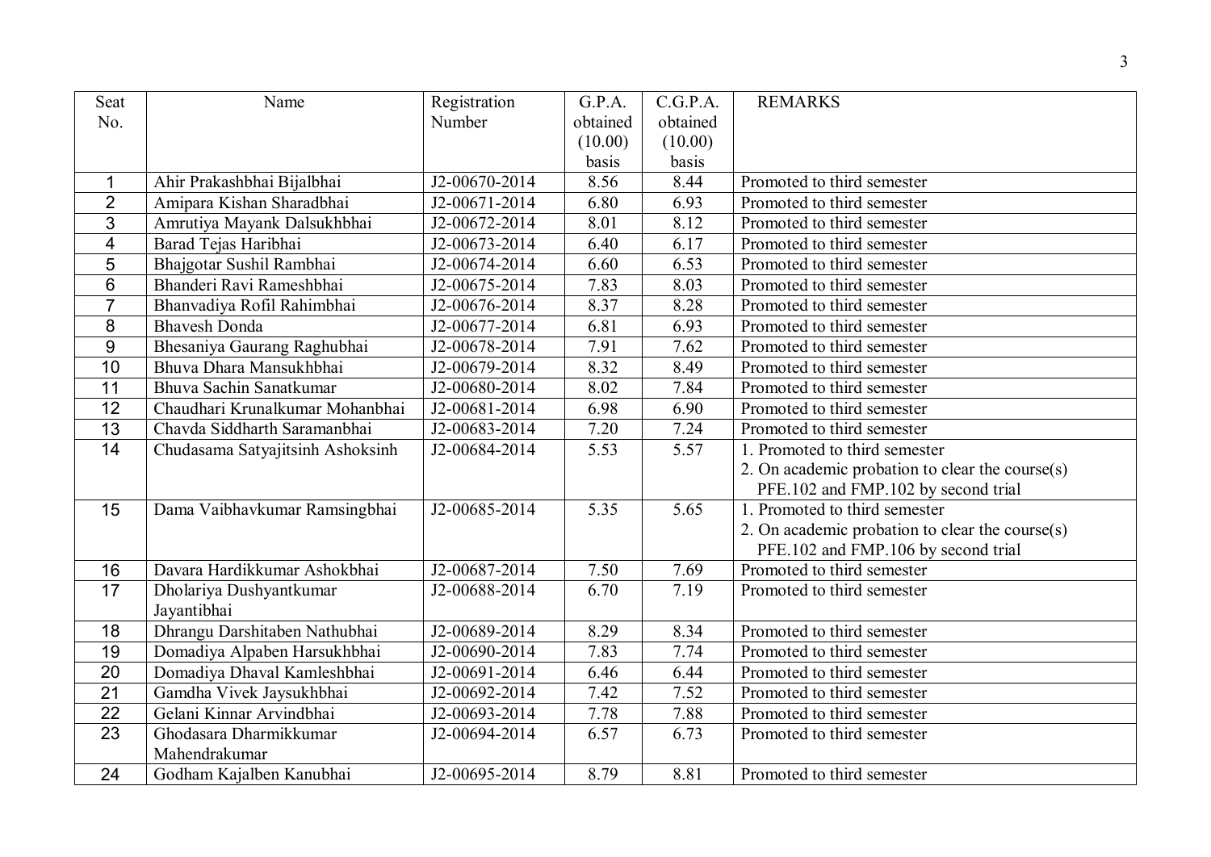| Seat No. | Name | Registration Number | G.P.A. obtained (10.00) basis | C.G.P.A. obtained (10.00) basis | REMARKS |
|---|---|---|---|---|---|
| 1 | Ahir Prakashbhai Bijalbhai | J2-00670-2014 | 8.56 | 8.44 | Promoted to third semester |
| 2 | Amipara Kishan Sharadbhai | J2-00671-2014 | 6.80 | 6.93 | Promoted to third semester |
| 3 | Amrutiya Mayank Dalsukhbhai | J2-00672-2014 | 8.01 | 8.12 | Promoted to third semester |
| 4 | Barad Tejas Haribhai | J2-00673-2014 | 6.40 | 6.17 | Promoted to third semester |
| 5 | Bhajgotar Sushil Rambhai | J2-00674-2014 | 6.60 | 6.53 | Promoted to third semester |
| 6 | Bhanderi Ravi Rameshbhai | J2-00675-2014 | 7.83 | 8.03 | Promoted to third semester |
| 7 | Bhanvadiya Rofil Rahimbhai | J2-00676-2014 | 8.37 | 8.28 | Promoted to third semester |
| 8 | Bhavesh Donda | J2-00677-2014 | 6.81 | 6.93 | Promoted to third semester |
| 9 | Bhesaniya Gaurang Raghubhai | J2-00678-2014 | 7.91 | 7.62 | Promoted to third semester |
| 10 | Bhuva Dhara Mansukhbhai | J2-00679-2014 | 8.32 | 8.49 | Promoted to third semester |
| 11 | Bhuva Sachin Sanatkumar | J2-00680-2014 | 8.02 | 7.84 | Promoted to third semester |
| 12 | Chaudhari Krunalkumar Mohanbhai | J2-00681-2014 | 6.98 | 6.90 | Promoted to third semester |
| 13 | Chavda Siddharth Saramanbhai | J2-00683-2014 | 7.20 | 7.24 | Promoted to third semester |
| 14 | Chudasama Satyajitsinh Ashoksinh | J2-00684-2014 | 5.53 | 5.57 | 1. Promoted to third semester<br>2. On academic probation to clear the course(s) PFE.102 and FMP.102 by second trial |
| 15 | Dama Vaibhavkumar Ramsingbhai | J2-00685-2014 | 5.35 | 5.65 | 1. Promoted to third semester<br>2. On academic probation to clear the course(s) PFE.102 and FMP.106 by second trial |
| 16 | Davara Hardikkumar Ashokbhai | J2-00687-2014 | 7.50 | 7.69 | Promoted to third semester |
| 17 | Dholariya Dushyantkumar Jayantibhai | J2-00688-2014 | 6.70 | 7.19 | Promoted to third semester |
| 18 | Dhrangu Darshitaben Nathubhai | J2-00689-2014 | 8.29 | 8.34 | Promoted to third semester |
| 19 | Domadiya Alpaben Harsukhbhai | J2-00690-2014 | 7.83 | 7.74 | Promoted to third semester |
| 20 | Domadiya Dhaval Kamleshbhai | J2-00691-2014 | 6.46 | 6.44 | Promoted to third semester |
| 21 | Gamdha Vivek Jaysukhbhai | J2-00692-2014 | 7.42 | 7.52 | Promoted to third semester |
| 22 | Gelani Kinnar Arvindbhai | J2-00693-2014 | 7.78 | 7.88 | Promoted to third semester |
| 23 | Ghodasara Dharmikkumar Mahendrakumar | J2-00694-2014 | 6.57 | 6.73 | Promoted to third semester |
| 24 | Godham Kajalben Kanubhai | J2-00695-2014 | 8.79 | 8.81 | Promoted to third semester |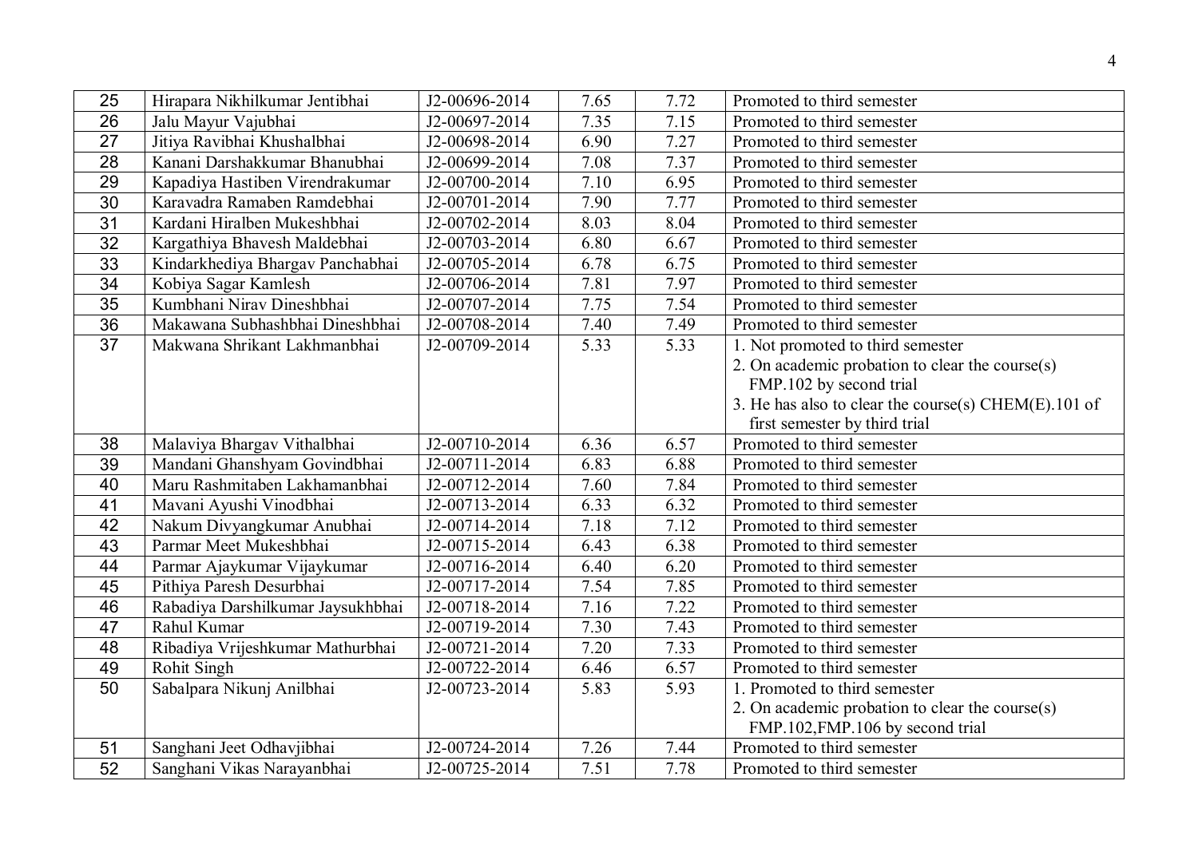| | | | | | |
|---|---|---|---|---|---|
| 25 | Hirapara Nikhilkumar Jentibhai | J2-00696-2014 | 7.65 | 7.72 | Promoted to third semester |
| 26 | Jalu Mayur Vajubhai | J2-00697-2014 | 7.35 | 7.15 | Promoted to third semester |
| 27 | Jitiya Ravibhai Khushalbhai | J2-00698-2014 | 6.90 | 7.27 | Promoted to third semester |
| 28 | Kanani Darshakkumar Bhanubhai | J2-00699-2014 | 7.08 | 7.37 | Promoted to third semester |
| 29 | Kapadiya Hastiben Virendrakumar | J2-00700-2014 | 7.10 | 6.95 | Promoted to third semester |
| 30 | Karavadra Ramaben Ramdebhai | J2-00701-2014 | 7.90 | 7.77 | Promoted to third semester |
| 31 | Kardani Hiralben Mukeshbhai | J2-00702-2014 | 8.03 | 8.04 | Promoted to third semester |
| 32 | Kargathiya Bhavesh Maldebhai | J2-00703-2014 | 6.80 | 6.67 | Promoted to third semester |
| 33 | Kindarkhediya Bhargav Panchabhai | J2-00705-2014 | 6.78 | 6.75 | Promoted to third semester |
| 34 | Kobiya Sagar Kamlesh | J2-00706-2014 | 7.81 | 7.97 | Promoted to third semester |
| 35 | Kumbhani Nirav Dineshbhai | J2-00707-2014 | 7.75 | 7.54 | Promoted to third semester |
| 36 | Makawana Subhashbhai Dineshbhai | J2-00708-2014 | 7.40 | 7.49 | Promoted to third semester |
| 37 | Makwana Shrikant Lakhmanbhai | J2-00709-2014 | 5.33 | 5.33 | 1. Not promoted to third semester<br>2. On academic probation to clear the course(s) FMP.102 by second trial<br>3. He has also to clear the course(s) CHEM(E).101 of first semester by third trial |
| 38 | Malaviya Bhargav Vithalbhai | J2-00710-2014 | 6.36 | 6.57 | Promoted to third semester |
| 39 | Mandani Ghanshyam Govindbhai | J2-00711-2014 | 6.83 | 6.88 | Promoted to third semester |
| 40 | Maru Rashmitaben Lakhamanbhai | J2-00712-2014 | 7.60 | 7.84 | Promoted to third semester |
| 41 | Mavani Ayushi Vinodbhai | J2-00713-2014 | 6.33 | 6.32 | Promoted to third semester |
| 42 | Nakum Divyangkumar Anubhai | J2-00714-2014 | 7.18 | 7.12 | Promoted to third semester |
| 43 | Parmar Meet Mukeshbhai | J2-00715-2014 | 6.43 | 6.38 | Promoted to third semester |
| 44 | Parmar Ajaykumar Vijaykumar | J2-00716-2014 | 6.40 | 6.20 | Promoted to third semester |
| 45 | Pithiya Paresh Desurbhai | J2-00717-2014 | 7.54 | 7.85 | Promoted to third semester |
| 46 | Rabadiya Darshilkumar Jaysukhbhai | J2-00718-2014 | 7.16 | 7.22 | Promoted to third semester |
| 47 | Rahul Kumar | J2-00719-2014 | 7.30 | 7.43 | Promoted to third semester |
| 48 | Ribadiya Vrijeshkumar Mathurbhai | J2-00721-2014 | 7.20 | 7.33 | Promoted to third semester |
| 49 | Rohit Singh | J2-00722-2014 | 6.46 | 6.57 | Promoted to third semester |
| 50 | Sabalpara Nikunj Anilbhai | J2-00723-2014 | 5.83 | 5.93 | 1. Promoted to third semester<br>2. On academic probation to clear the course(s) FMP.102,FMP.106 by second trial |
| 51 | Sanghani Jeet Odhavjibhai | J2-00724-2014 | 7.26 | 7.44 | Promoted to third semester |
| 52 | Sanghani Vikas Narayanbhai | J2-00725-2014 | 7.51 | 7.78 | Promoted to third semester |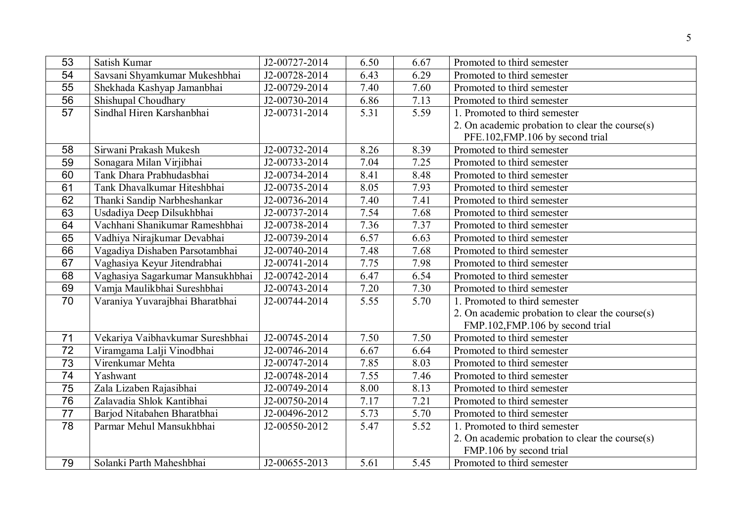| | | | | | |
|---|---|---|---|---|---|
| 53 | Satish Kumar | J2-00727-2014 | 6.50 | 6.67 | Promoted to third semester |
| 54 | Savsani Shyamkumar Mukeshbhai | J2-00728-2014 | 6.43 | 6.29 | Promoted to third semester |
| 55 | Shekhada Kashyap Jamanbhai | J2-00729-2014 | 7.40 | 7.60 | Promoted to third semester |
| 56 | Shishupal Choudhary | J2-00730-2014 | 6.86 | 7.13 | Promoted to third semester |
| 57 | Sindhal Hiren Karshanbhai | J2-00731-2014 | 5.31 | 5.59 | 1. Promoted to third semester<br>2. On academic probation to clear the course(s) PFE.102,FMP.106 by second trial |
| 58 | Sirwani Prakash Mukesh | J2-00732-2014 | 8.26 | 8.39 | Promoted to third semester |
| 59 | Sonagara Milan Virjibhai | J2-00733-2014 | 7.04 | 7.25 | Promoted to third semester |
| 60 | Tank Dhara Prabhudasbhai | J2-00734-2014 | 8.41 | 8.48 | Promoted to third semester |
| 61 | Tank Dhavalkumar Hiteshbhai | J2-00735-2014 | 8.05 | 7.93 | Promoted to third semester |
| 62 | Thanki Sandip Narbheshankar | J2-00736-2014 | 7.40 | 7.41 | Promoted to third semester |
| 63 | Usdadiya Deep Dilsukhbhai | J2-00737-2014 | 7.54 | 7.68 | Promoted to third semester |
| 64 | Vachhani Shanikumar Rameshbhai | J2-00738-2014 | 7.36 | 7.37 | Promoted to third semester |
| 65 | Vadhiya Nirajkumar Devabhai | J2-00739-2014 | 6.57 | 6.63 | Promoted to third semester |
| 66 | Vagadiya Dishaben Parsotambhai | J2-00740-2014 | 7.48 | 7.68 | Promoted to third semester |
| 67 | Vaghasiya Keyur Jitendrabhai | J2-00741-2014 | 7.75 | 7.98 | Promoted to third semester |
| 68 | Vaghasiya Sagarkumar Mansukhbhai | J2-00742-2014 | 6.47 | 6.54 | Promoted to third semester |
| 69 | Vamja Maulikbhai Sureshbhai | J2-00743-2014 | 7.20 | 7.30 | Promoted to third semester |
| 70 | Varaniya Yuvarajbhai Bharatbhai | J2-00744-2014 | 5.55 | 5.70 | 1. Promoted to third semester<br>2. On academic probation to clear the course(s) FMP.102,FMP.106 by second trial |
| 71 | Vekariya Vaibhavkumar Sureshbhai | J2-00745-2014 | 7.50 | 7.50 | Promoted to third semester |
| 72 | Viramgama Lalji Vinodbhai | J2-00746-2014 | 6.67 | 6.64 | Promoted to third semester |
| 73 | Virenkumar Mehta | J2-00747-2014 | 7.85 | 8.03 | Promoted to third semester |
| 74 | Yashwant | J2-00748-2014 | 7.55 | 7.46 | Promoted to third semester |
| 75 | Zala Lizaben Rajasibhai | J2-00749-2014 | 8.00 | 8.13 | Promoted to third semester |
| 76 | Zalavadia Shlok Kantibhai | J2-00750-2014 | 7.17 | 7.21 | Promoted to third semester |
| 77 | Barjod Nitabahen Bharatbhai | J2-00496-2012 | 5.73 | 5.70 | Promoted to third semester |
| 78 | Parmar Mehul Mansukhbhai | J2-00550-2012 | 5.47 | 5.52 | 1. Promoted to third semester<br>2. On academic probation to clear the course(s) FMP.106 by second trial |
| 79 | Solanki Parth Maheshbhai | J2-00655-2013 | 5.61 | 5.45 | Promoted to third semester |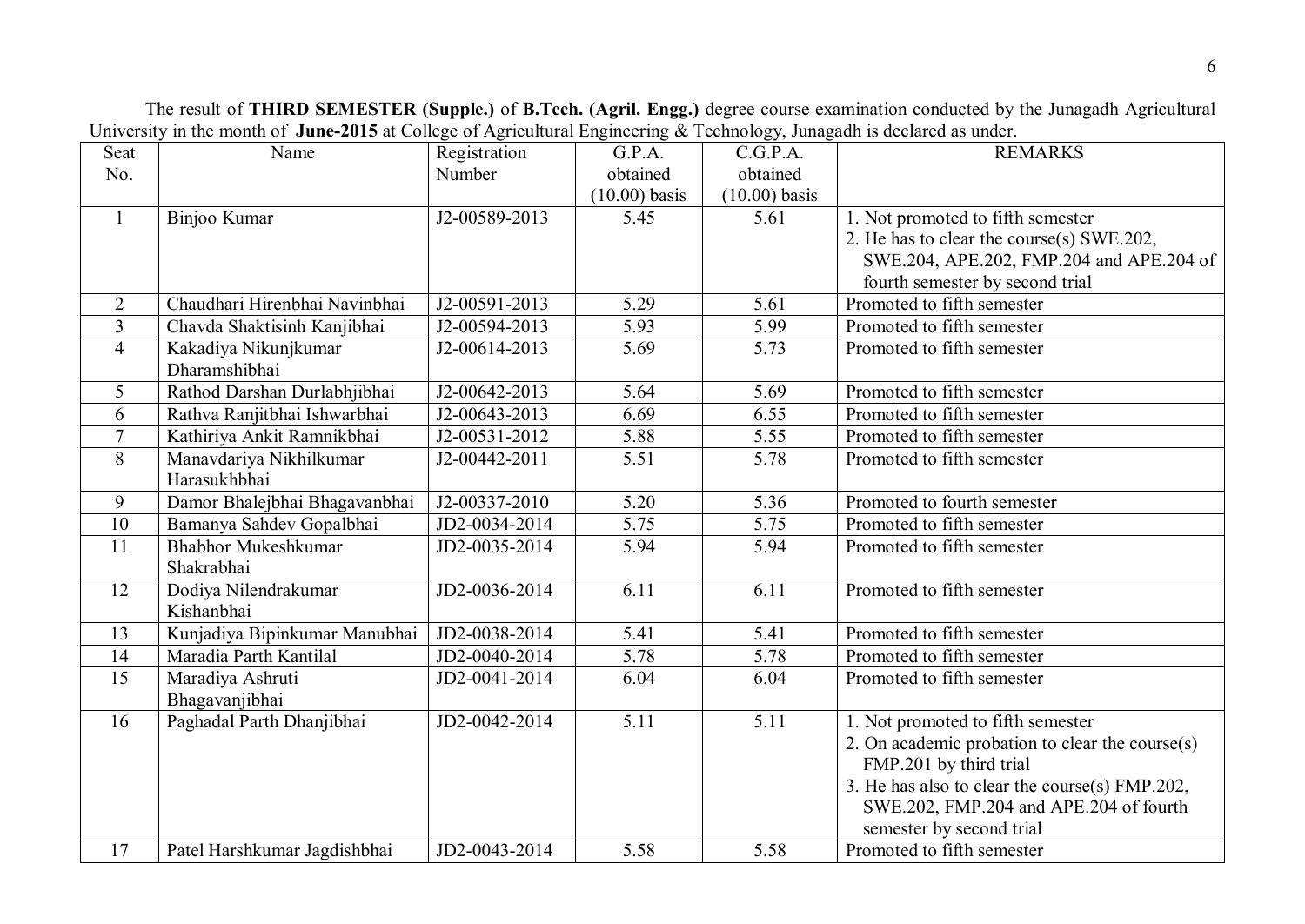The result of **THIRD SEMESTER (Supple.)** of **B.Tech. (Agril. Engg.)** degree course examination conducted by the Junagadh Agricultural University in the month of **June-2015** at College of Agricultural Engineering & Technology, Junagadh is declared as under.

| Seat No. | Name | Registration Number | G.P.A. obtained (10.00) basis | C.G.P.A. obtained (10.00) basis | REMARKS |
|---|---|---|---|---|---|
| 1 | Binjoo Kumar | J2-00589-2013 | 5.45 | 5.61 | 1. Not promoted to fifth semester<br>2. He has to clear the course(s) SWE.202, SWE.204, APE.202, FMP.204 and APE.204 of fourth semester by second trial |
| 2 | Chaudhari Hirenbhai Navinbhai | J2-00591-2013 | 5.29 | 5.61 | Promoted to fifth semester |
| 3 | Chavda Shaktisinh Kanjibhai | J2-00594-2013 | 5.93 | 5.99 | Promoted to fifth semester |
| 4 | Kakadiya Nikunjkumar Dharamshibhai | J2-00614-2013 | 5.69 | 5.73 | Promoted to fifth semester |
| 5 | Rathod Darshan Durlabhjibhai | J2-00642-2013 | 5.64 | 5.69 | Promoted to fifth semester |
| 6 | Rathva Ranjitbhai Ishwarbhai | J2-00643-2013 | 6.69 | 6.55 | Promoted to fifth semester |
| 7 | Kathiriya Ankit Ramnikbhai | J2-00531-2012 | 5.88 | 5.55 | Promoted to fifth semester |
| 8 | Manavdariya Nikhilkumar Harasukhbhai | J2-00442-2011 | 5.51 | 5.78 | Promoted to fifth semester |
| 9 | Damor Bhalejbhai Bhagavanbhai | J2-00337-2010 | 5.20 | 5.36 | Promoted to fourth semester |
| 10 | Bamanya Sahdev Gopalbhai | JD2-0034-2014 | 5.75 | 5.75 | Promoted to fifth semester |
| 11 | Bhabhor Mukeshkumar Shakrabhai | JD2-0035-2014 | 5.94 | 5.94 | Promoted to fifth semester |
| 12 | Dodiya Nilendrakumar Kishanbhai | JD2-0036-2014 | 6.11 | 6.11 | Promoted to fifth semester |
| 13 | Kunjadiya Bipinkumar Manubhai | JD2-0038-2014 | 5.41 | 5.41 | Promoted to fifth semester |
| 14 | Maradia Parth Kantilal | JD2-0040-2014 | 5.78 | 5.78 | Promoted to fifth semester |
| 15 | Maradiya Ashruti Bhagavanjibhai | JD2-0041-2014 | 6.04 | 6.04 | Promoted to fifth semester |
| 16 | Paghadal Parth Dhanjibhai | JD2-0042-2014 | 5.11 | 5.11 | 1. Not promoted to fifth semester<br>2. On academic probation to clear the course(s) FMP.201 by third trial<br>3. He has also to clear the course(s) FMP.202, SWE.202, FMP.204 and APE.204 of fourth semester by second trial |
| 17 | Patel Harshkumar Jagdishbhai | JD2-0043-2014 | 5.58 | 5.58 | Promoted to fifth semester |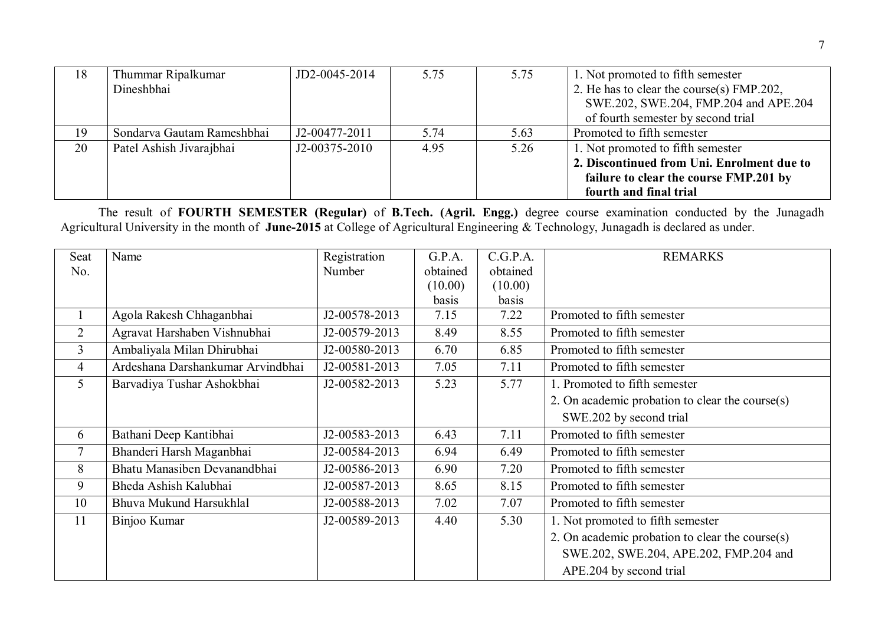| | | | | | |
|---|---|---|---|---|---|
| 18 | Thummar Ripalkumar Dineshbhai | JD2-0045-2014 | 5.75 | 5.75 | 1. Not promoted to fifth semester<br>2. He has to clear the course(s) FMP.202, SWE.202, SWE.204, FMP.204 and APE.204 of fourth semester by second trial |
| 19 | Sondarva Gautam Rameshbhai | J2-00477-2011 | 5.74 | 5.63 | Promoted to fifth semester |
| 20 | Patel Ashish Jivarajbhai | J2-00375-2010 | 4.95 | 5.26 | 1. Not promoted to fifth semester<br>**2. Discontinued from Uni. Enrolment due to failure to clear the course FMP.201 by fourth and final trial** |

The result of **FOURTH SEMESTER (Regular)** of **B.Tech. (Agril. Engg.)** degree course examination conducted by the Junagadh Agricultural University in the month of **June-2015** at College of Agricultural Engineering & Technology, Junagadh is declared as under.

| Seat No. | Name | Registration Number | G.P.A. obtained (10.00) basis | C.G.P.A. obtained (10.00) basis | REMARKS |
|---|---|---|---|---|---|
| 1 | Agola Rakesh Chhaganbhai | J2-00578-2013 | 7.15 | 7.22 | Promoted to fifth semester |
| 2 | Agravat Harshaben Vishnubhai | J2-00579-2013 | 8.49 | 8.55 | Promoted to fifth semester |
| 3 | Ambaliyala Milan Dhirubhai | J2-00580-2013 | 6.70 | 6.85 | Promoted to fifth semester |
| 4 | Ardeshana Darshankumar Arvindbhai | J2-00581-2013 | 7.05 | 7.11 | Promoted to fifth semester |
| 5 | Barvadiya Tushar Ashokbhai | J2-00582-2013 | 5.23 | 5.77 | 1. Promoted to fifth semester<br>2. On academic probation to clear the course(s) SWE.202 by second trial |
| 6 | Bathani Deep Kantibhai | J2-00583-2013 | 6.43 | 7.11 | Promoted to fifth semester |
| 7 | Bhanderi Harsh Maganbhai | J2-00584-2013 | 6.94 | 6.49 | Promoted to fifth semester |
| 8 | Bhatu Manasiben Devanandbhai | J2-00586-2013 | 6.90 | 7.20 | Promoted to fifth semester |
| 9 | Bheda Ashish Kalubhai | J2-00587-2013 | 8.65 | 8.15 | Promoted to fifth semester |
| 10 | Bhuva Mukund Harsukhlal | J2-00588-2013 | 7.02 | 7.07 | Promoted to fifth semester |
| 11 | Binjoo Kumar | J2-00589-2013 | 4.40 | 5.30 | 1. Not promoted to fifth semester<br>2. On academic probation to clear the course(s) SWE.202, SWE.204, APE.202, FMP.204 and APE.204 by second trial |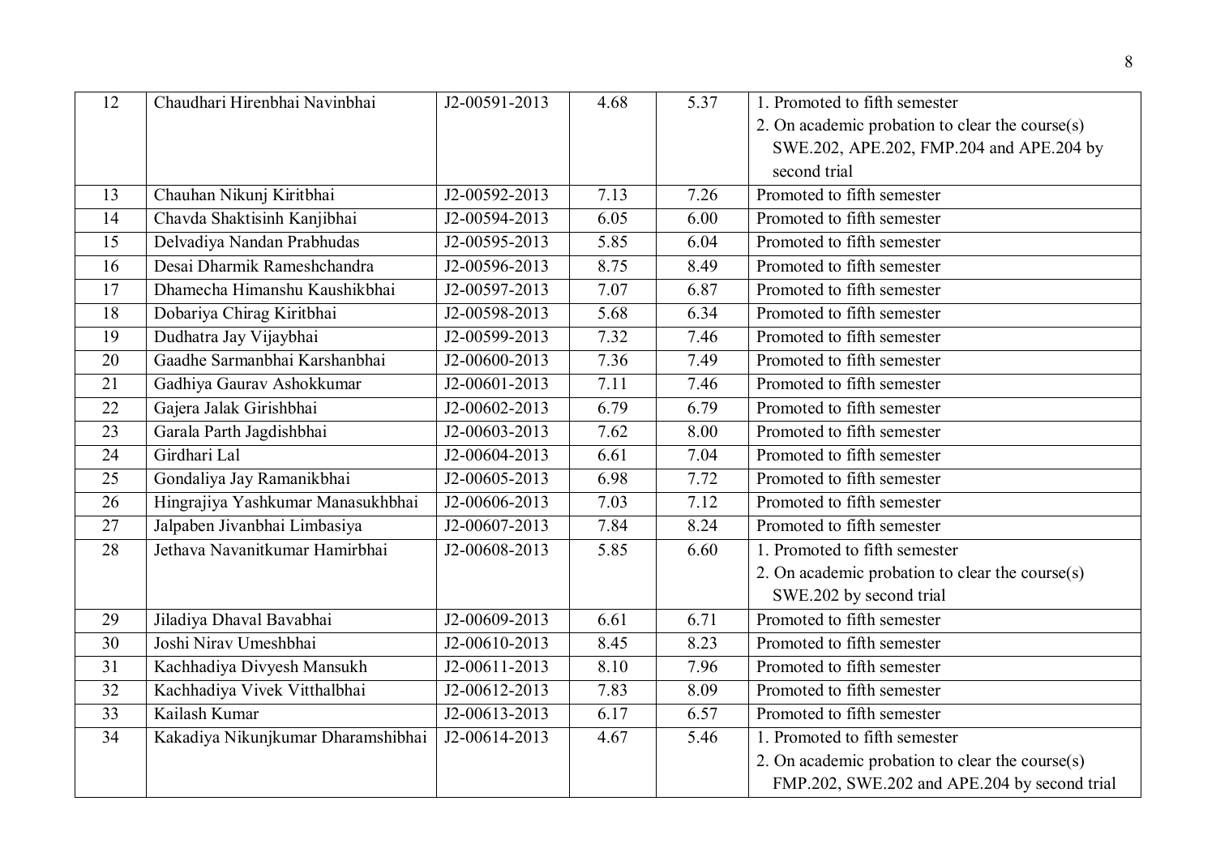| | | | | | |
|---|---|---|---|---|---|
| 12 | Chaudhari Hirenbhai Navinbhai | J2-00591-2013 | 4.68 | 5.37 | 1. Promoted to fifth semester<br>2. On academic probation to clear the course(s) SWE.202, APE.202, FMP.204 and APE.204 by second trial |
| 13 | Chauhan Nikunj Kiritbhai | J2-00592-2013 | 7.13 | 7.26 | Promoted to fifth semester |
| 14 | Chavda Shaktisinh Kanjibhai | J2-00594-2013 | 6.05 | 6.00 | Promoted to fifth semester |
| 15 | Delvadiya Nandan Prabhudas | J2-00595-2013 | 5.85 | 6.04 | Promoted to fifth semester |
| 16 | Desai Dharmik Rameshchandra | J2-00596-2013 | 8.75 | 8.49 | Promoted to fifth semester |
| 17 | Dhamecha Himanshu Kaushikbhai | J2-00597-2013 | 7.07 | 6.87 | Promoted to fifth semester |
| 18 | Dobariya Chirag Kiritbhai | J2-00598-2013 | 5.68 | 6.34 | Promoted to fifth semester |
| 19 | Dudhatra Jay Vijaybhai | J2-00599-2013 | 7.32 | 7.46 | Promoted to fifth semester |
| 20 | Gaadhe Sarmanbhai Karshanbhai | J2-00600-2013 | 7.36 | 7.49 | Promoted to fifth semester |
| 21 | Gadhiya Gaurav Ashokkumar | J2-00601-2013 | 7.11 | 7.46 | Promoted to fifth semester |
| 22 | Gajera Jalak Girishbhai | J2-00602-2013 | 6.79 | 6.79 | Promoted to fifth semester |
| 23 | Garala Parth Jagdishbhai | J2-00603-2013 | 7.62 | 8.00 | Promoted to fifth semester |
| 24 | Girdhari Lal | J2-00604-2013 | 6.61 | 7.04 | Promoted to fifth semester |
| 25 | Gondaliya Jay Ramanikbhai | J2-00605-2013 | 6.98 | 7.72 | Promoted to fifth semester |
| 26 | Hingrajiya Yashkumar Manasukhbhai | J2-00606-2013 | 7.03 | 7.12 | Promoted to fifth semester |
| 27 | Jalpaben Jivanbhai Limbasiya | J2-00607-2013 | 7.84 | 8.24 | Promoted to fifth semester |
| 28 | Jethava Navanitkumar Hamirbhai | J2-00608-2013 | 5.85 | 6.60 | 1. Promoted to fifth semester<br>2. On academic probation to clear the course(s) SWE.202 by second trial |
| 29 | Jiladiya Dhaval Bavabhai | J2-00609-2013 | 6.61 | 6.71 | Promoted to fifth semester |
| 30 | Joshi Nirav Umeshbhai | J2-00610-2013 | 8.45 | 8.23 | Promoted to fifth semester |
| 31 | Kachhadiya Divyesh Mansukh | J2-00611-2013 | 8.10 | 7.96 | Promoted to fifth semester |
| 32 | Kachhadiya Vivek Vitthalbhai | J2-00612-2013 | 7.83 | 8.09 | Promoted to fifth semester |
| 33 | Kailash Kumar | J2-00613-2013 | 6.17 | 6.57 | Promoted to fifth semester |
| 34 | Kakadiya Nikunjkumar Dharamshibhai | J2-00614-2013 | 4.67 | 5.46 | 1. Promoted to fifth semester<br>2. On academic probation to clear the course(s) FMP.202, SWE.202 and APE.204 by second trial |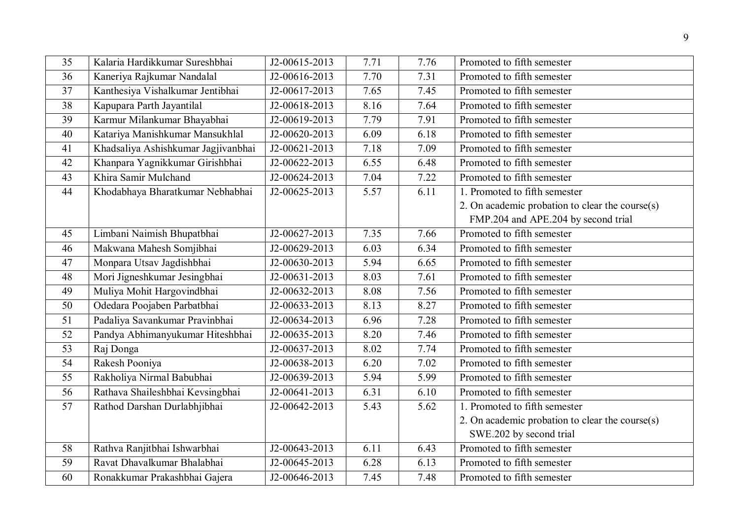| | | | | | |
|---|---|---|---|---|---|
| 35 | Kalaria Hardikkumar Sureshbhai | J2-00615-2013 | 7.71 | 7.76 | Promoted to fifth semester |
| 36 | Kaneriya Rajkumar Nandalal | J2-00616-2013 | 7.70 | 7.31 | Promoted to fifth semester |
| 37 | Kanthesiya Vishalkumar Jentibhai | J2-00617-2013 | 7.65 | 7.45 | Promoted to fifth semester |
| 38 | Kapupara Parth Jayantilal | J2-00618-2013 | 8.16 | 7.64 | Promoted to fifth semester |
| 39 | Karmur Milankumar Bhayabhai | J2-00619-2013 | 7.79 | 7.91 | Promoted to fifth semester |
| 40 | Katariya Manishkumar Mansukhlal | J2-00620-2013 | 6.09 | 6.18 | Promoted to fifth semester |
| 41 | Khadsaliya Ashishkumar Jagjivanbhai | J2-00621-2013 | 7.18 | 7.09 | Promoted to fifth semester |
| 42 | Khanpara Yagnikkumar Girishbhai | J2-00622-2013 | 6.55 | 6.48 | Promoted to fifth semester |
| 43 | Khira Samir Mulchand | J2-00624-2013 | 7.04 | 7.22 | Promoted to fifth semester |
| 44 | Khodabhaya Bharatkumar Nebhabhai | J2-00625-2013 | 5.57 | 6.11 | 1. Promoted to fifth semester<br>2. On academic probation to clear the course(s) FMP.204 and APE.204 by second trial |
| 45 | Limbani Naimish Bhupatbhai | J2-00627-2013 | 7.35 | 7.66 | Promoted to fifth semester |
| 46 | Makwana Mahesh Somjibhai | J2-00629-2013 | 6.03 | 6.34 | Promoted to fifth semester |
| 47 | Monpara Utsav Jagdishbhai | J2-00630-2013 | 5.94 | 6.65 | Promoted to fifth semester |
| 48 | Mori Jigneshkumar Jesingbhai | J2-00631-2013 | 8.03 | 7.61 | Promoted to fifth semester |
| 49 | Muliya Mohit Hargovindbhai | J2-00632-2013 | 8.08 | 7.56 | Promoted to fifth semester |
| 50 | Odedara Poojaben Parbatbhai | J2-00633-2013 | 8.13 | 8.27 | Promoted to fifth semester |
| 51 | Padaliya Savankumar Pravinbhai | J2-00634-2013 | 6.96 | 7.28 | Promoted to fifth semester |
| 52 | Pandya Abhimanyukumar Hiteshbhai | J2-00635-2013 | 8.20 | 7.46 | Promoted to fifth semester |
| 53 | Raj Donga | J2-00637-2013 | 8.02 | 7.74 | Promoted to fifth semester |
| 54 | Rakesh Pooniya | J2-00638-2013 | 6.20 | 7.02 | Promoted to fifth semester |
| 55 | Rakholiya Nirmal Babubhai | J2-00639-2013 | 5.94 | 5.99 | Promoted to fifth semester |
| 56 | Rathava Shaileshbhai Kevsingbhai | J2-00641-2013 | 6.31 | 6.10 | Promoted to fifth semester |
| 57 | Rathod Darshan Durlabhjibhai | J2-00642-2013 | 5.43 | 5.62 | 1. Promoted to fifth semester<br>2. On academic probation to clear the course(s) SWE.202 by second trial |
| 58 | Rathva Ranjitbhai Ishwarbhai | J2-00643-2013 | 6.11 | 6.43 | Promoted to fifth semester |
| 59 | Ravat Dhavalkumar Bhalabhai | J2-00645-2013 | 6.28 | 6.13 | Promoted to fifth semester |
| 60 | Ronakkumar Prakashbhai Gajera | J2-00646-2013 | 7.45 | 7.48 | Promoted to fifth semester |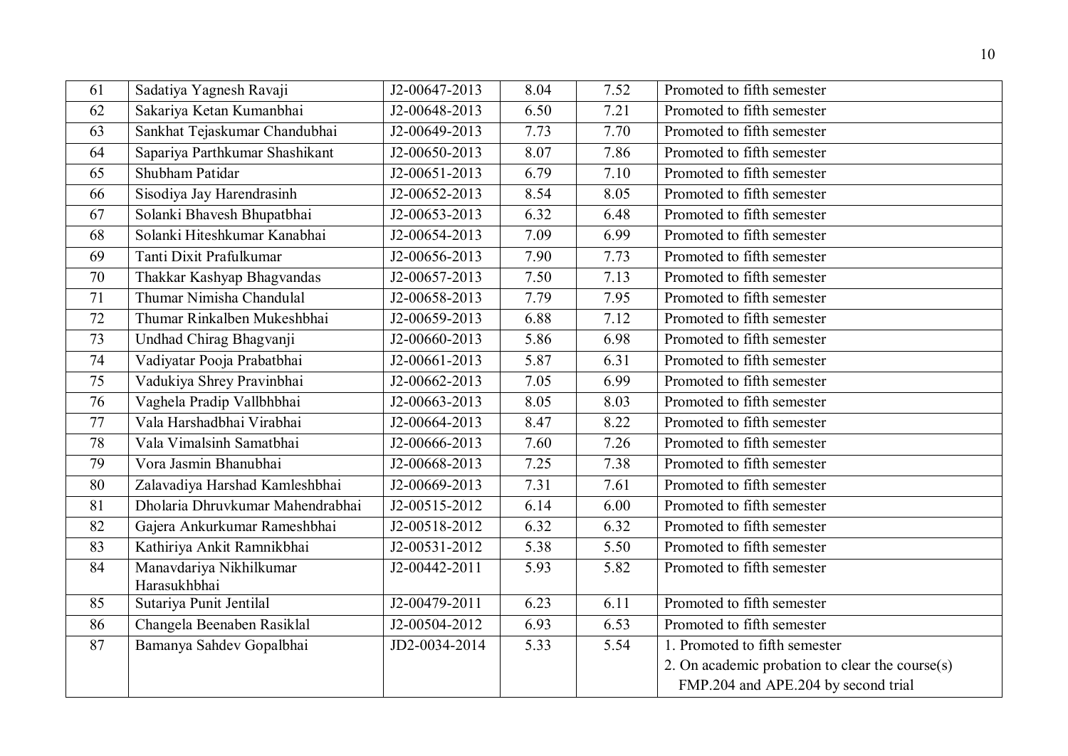| | | | | | |
|---|---|---|---|---|---|
| 61 | Sadatiya Yagnesh Ravaji | J2-00647-2013 | 8.04 | 7.52 | Promoted to fifth semester |
| 62 | Sakariya Ketan Kumanbhai | J2-00648-2013 | 6.50 | 7.21 | Promoted to fifth semester |
| 63 | Sankhat Tejaskumar Chandubhai | J2-00649-2013 | 7.73 | 7.70 | Promoted to fifth semester |
| 64 | Sapariya Parthkumar Shashikant | J2-00650-2013 | 8.07 | 7.86 | Promoted to fifth semester |
| 65 | Shubham Patidar | J2-00651-2013 | 6.79 | 7.10 | Promoted to fifth semester |
| 66 | Sisodiya Jay Harendrasinh | J2-00652-2013 | 8.54 | 8.05 | Promoted to fifth semester |
| 67 | Solanki Bhavesh Bhupatbhai | J2-00653-2013 | 6.32 | 6.48 | Promoted to fifth semester |
| 68 | Solanki Hiteshkumar Kanabhai | J2-00654-2013 | 7.09 | 6.99 | Promoted to fifth semester |
| 69 | Tanti Dixit Prafulkumar | J2-00656-2013 | 7.90 | 7.73 | Promoted to fifth semester |
| 70 | Thakkar Kashyap Bhagvandas | J2-00657-2013 | 7.50 | 7.13 | Promoted to fifth semester |
| 71 | Thumar Nimisha Chandulal | J2-00658-2013 | 7.79 | 7.95 | Promoted to fifth semester |
| 72 | Thumar Rinkalben Mukeshbhai | J2-00659-2013 | 6.88 | 7.12 | Promoted to fifth semester |
| 73 | Undhad Chirag Bhagvanji | J2-00660-2013 | 5.86 | 6.98 | Promoted to fifth semester |
| 74 | Vadiyatar Pooja Prabatbhai | J2-00661-2013 | 5.87 | 6.31 | Promoted to fifth semester |
| 75 | Vadukiya Shrey Pravinbhai | J2-00662-2013 | 7.05 | 6.99 | Promoted to fifth semester |
| 76 | Vaghela Pradip Vallbhbhai | J2-00663-2013 | 8.05 | 8.03 | Promoted to fifth semester |
| 77 | Vala Harshadbhai Virabhai | J2-00664-2013 | 8.47 | 8.22 | Promoted to fifth semester |
| 78 | Vala Vimalsinh Samatbhai | J2-00666-2013 | 7.60 | 7.26 | Promoted to fifth semester |
| 79 | Vora Jasmin Bhanubhai | J2-00668-2013 | 7.25 | 7.38 | Promoted to fifth semester |
| 80 | Zalavadiya Harshad Kamleshbhai | J2-00669-2013 | 7.31 | 7.61 | Promoted to fifth semester |
| 81 | Dholaria Dhruvkumar Mahendrabhai | J2-00515-2012 | 6.14 | 6.00 | Promoted to fifth semester |
| 82 | Gajera Ankurkumar Rameshbhai | J2-00518-2012 | 6.32 | 6.32 | Promoted to fifth semester |
| 83 | Kathiriya Ankit Ramnikbhai | J2-00531-2012 | 5.38 | 5.50 | Promoted to fifth semester |
| 84 | Manavdariya Nikhilkumar Harasukhbhai | J2-00442-2011 | 5.93 | 5.82 | Promoted to fifth semester |
| 85 | Sutariya Punit Jentilal | J2-00479-2011 | 6.23 | 6.11 | Promoted to fifth semester |
| 86 | Changela Beenaben Rasiklal | J2-00504-2012 | 6.93 | 6.53 | Promoted to fifth semester |
| 87 | Bamanya Sahdev Gopalbhai | JD2-0034-2014 | 5.33 | 5.54 | 1. Promoted to fifth semester<br>2. On academic probation to clear the course(s) FMP.204 and APE.204 by second trial |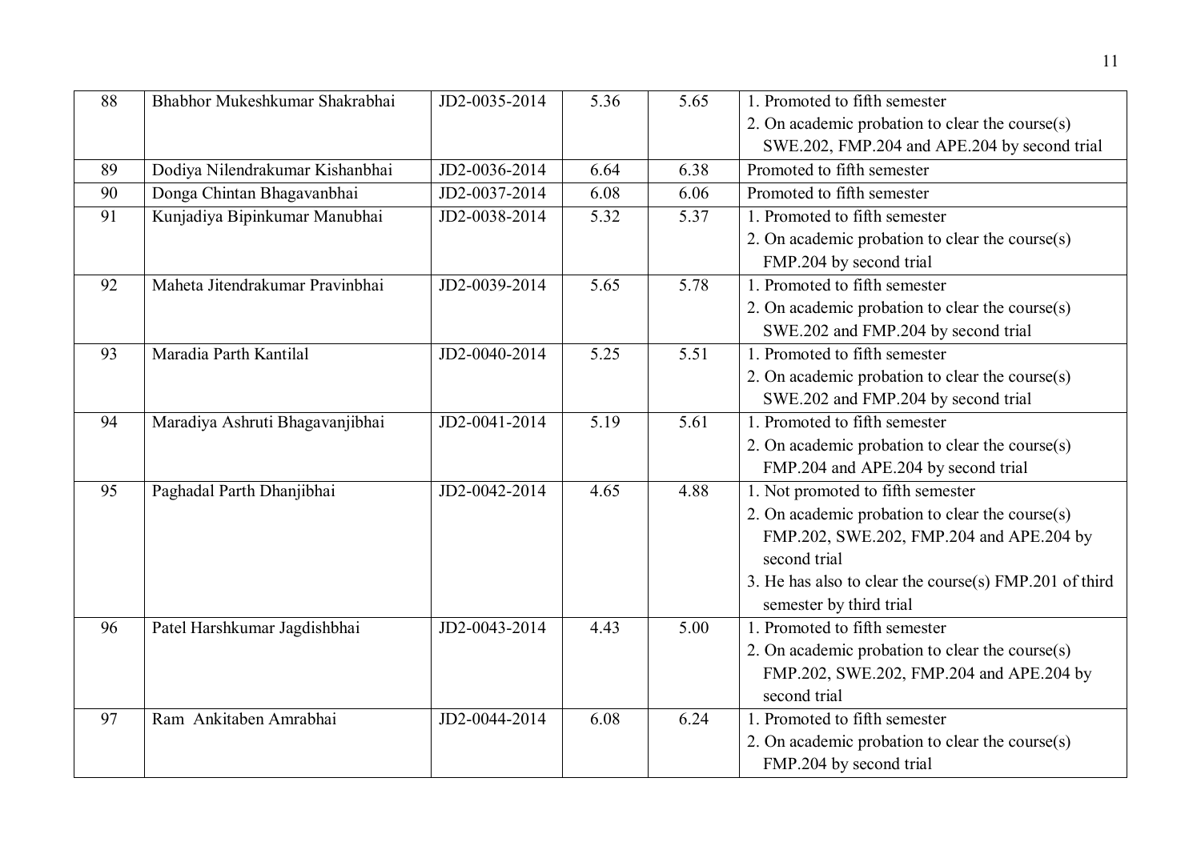| | | | | | |
|---|---|---|---|---|---|
| 88 | Bhabhor Mukeshkumar Shakrabhai | JD2-0035-2014 | 5.36 | 5.65 | 1. Promoted to fifth semester<br>2. On academic probation to clear the course(s) SWE.202, FMP.204 and APE.204 by second trial |
| 89 | Dodiya Nilendrakumar Kishanbhai | JD2-0036-2014 | 6.64 | 6.38 | Promoted to fifth semester |
| 90 | Donga Chintan Bhagavanbhai | JD2-0037-2014 | 6.08 | 6.06 | Promoted to fifth semester |
| 91 | Kunjadiya Bipinkumar Manubhai | JD2-0038-2014 | 5.32 | 5.37 | 1. Promoted to fifth semester<br>2. On academic probation to clear the course(s) FMP.204 by second trial |
| 92 | Maheta Jitendrakumar Pravinbhai | JD2-0039-2014 | 5.65 | 5.78 | 1. Promoted to fifth semester<br>2. On academic probation to clear the course(s) SWE.202 and FMP.204 by second trial |
| 93 | Maradia Parth Kantilal | JD2-0040-2014 | 5.25 | 5.51 | 1. Promoted to fifth semester<br>2. On academic probation to clear the course(s) SWE.202 and FMP.204 by second trial |
| 94 | Maradiya Ashruti Bhagavanjibhai | JD2-0041-2014 | 5.19 | 5.61 | 1. Promoted to fifth semester<br>2. On academic probation to clear the course(s) FMP.204 and APE.204 by second trial |
| 95 | Paghadal Parth Dhanjibhai | JD2-0042-2014 | 4.65 | 4.88 | 1. Not promoted to fifth semester<br>2. On academic probation to clear the course(s) FMP.202, SWE.202, FMP.204 and APE.204 by second trial<br>3. He has also to clear the course(s) FMP.201 of third semester by third trial |
| 96 | Patel Harshkumar Jagdishbhai | JD2-0043-2014 | 4.43 | 5.00 | 1. Promoted to fifth semester<br>2. On academic probation to clear the course(s) FMP.202, SWE.202, FMP.204 and APE.204 by second trial |
| 97 | Ram Ankitaben Amrabhai | JD2-0044-2014 | 6.08 | 6.24 | 1. Promoted to fifth semester<br>2. On academic probation to clear the course(s) FMP.204 by second trial |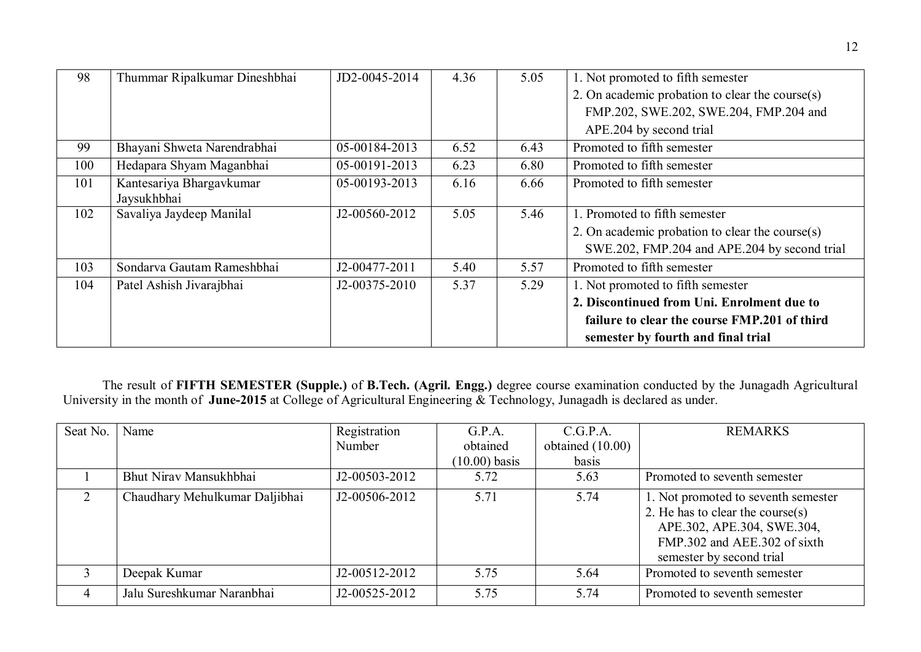| | | | | | |
|---|---|---|---|---|---|
| 98 | Thummar Ripalkumar Dineshbhai | JD2-0045-2014 | 4.36 | 5.05 | 1. Not promoted to fifth semester<br>2. On academic probation to clear the course(s) FMP.202, SWE.202, SWE.204, FMP.204 and APE.204 by second trial |
| 99 | Bhayani Shweta Narendrabhai | 05-00184-2013 | 6.52 | 6.43 | Promoted to fifth semester |
| 100 | Hedapara Shyam Maganbhai | 05-00191-2013 | 6.23 | 6.80 | Promoted to fifth semester |
| 101 | Kantesariya Bhargavkumar Jaysukhbhai | 05-00193-2013 | 6.16 | 6.66 | Promoted to fifth semester |
| 102 | Savaliya Jaydeep Manilal | J2-00560-2012 | 5.05 | 5.46 | 1. Promoted to fifth semester<br>2. On academic probation to clear the course(s) SWE.202, FMP.204 and APE.204 by second trial |
| 103 | Sondarva Gautam Rameshbhai | J2-00477-2011 | 5.40 | 5.57 | Promoted to fifth semester |
| 104 | Patel Ashish Jivarajbhai | J2-00375-2010 | 5.37 | 5.29 | 1. Not promoted to fifth semester<br>**2. Discontinued from Uni. Enrolment due to failure to clear the course FMP.201 of third semester by fourth and final trial** |

The result of **FIFTH SEMESTER (Supple.)** of **B.Tech. (Agril. Engg.)** degree course examination conducted by the Junagadh Agricultural University in the month of **June-2015** at College of Agricultural Engineering & Technology, Junagadh is declared as under.

| Seat No. | Name | Registration Number | G.P.A. obtained (10.00) basis | C.G.P.A. obtained (10.00) basis | REMARKS |
|---|---|---|---|---|---|
| 1 | Bhut Nirav Mansukhbhai | J2-00503-2012 | 5.72 | 5.63 | Promoted to seventh semester |
| 2 | Chaudhary Mehulkumar Daljibhai | J2-00506-2012 | 5.71 | 5.74 | 1. Not promoted to seventh semester<br>2. He has to clear the course(s) APE.302, APE.304, SWE.304, FMP.302 and AEE.302 of sixth semester by second trial |
| 3 | Deepak Kumar | J2-00512-2012 | 5.75 | 5.64 | Promoted to seventh semester |
| 4 | Jalu Sureshkumar Naranbhai | J2-00525-2012 | 5.75 | 5.74 | Promoted to seventh semester |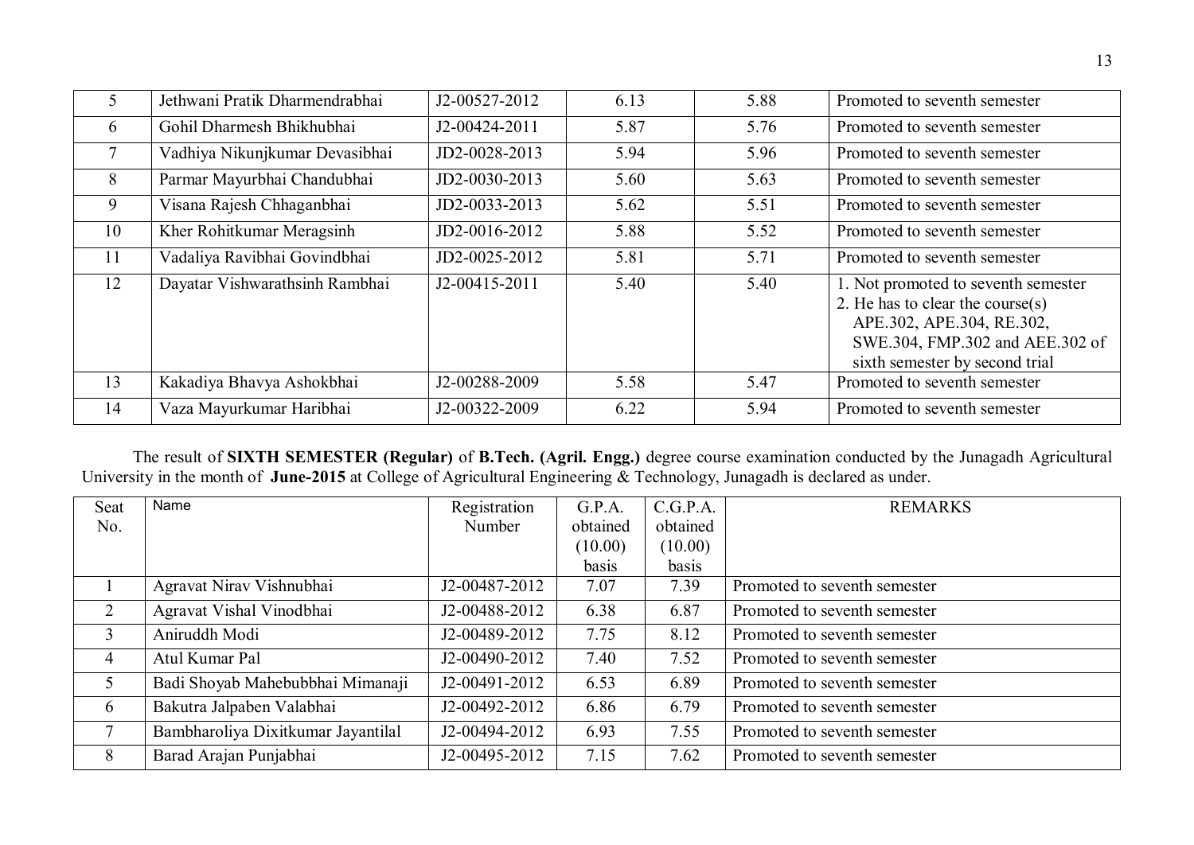| | | | | | |
|---|---|---|---|---|---|
| 5 | Jethwani Pratik Dharmendrabhai | J2-00527-2012 | 6.13 | 5.88 | Promoted to seventh semester |
| 6 | Gohil Dharmesh Bhikhubhai | J2-00424-2011 | 5.87 | 5.76 | Promoted to seventh semester |
| 7 | Vadhiya Nikunjkumar Devasibhai | JD2-0028-2013 | 5.94 | 5.96 | Promoted to seventh semester |
| 8 | Parmar Mayurbhai Chandubhai | JD2-0030-2013 | 5.60 | 5.63 | Promoted to seventh semester |
| 9 | Visana Rajesh Chhaganbhai | JD2-0033-2013 | 5.62 | 5.51 | Promoted to seventh semester |
| 10 | Kher Rohitkumar Meragsinh | JD2-0016-2012 | 5.88 | 5.52 | Promoted to seventh semester |
| 11 | Vadaliya Ravibhai Govindbhai | JD2-0025-2012 | 5.81 | 5.71 | Promoted to seventh semester |
| 12 | Dayatar Vishwarathsinh Rambhai | J2-00415-2011 | 5.40 | 5.40 | 1. Not promoted to seventh semester<br>2. He has to clear the course(s) APE.302, APE.304, RE.302, SWE.304, FMP.302 and AEE.302 of sixth semester by second trial |
| 13 | Kakadiya Bhavya Ashokbhai | J2-00288-2009 | 5.58 | 5.47 | Promoted to seventh semester |
| 14 | Vaza Mayurkumar Haribhai | J2-00322-2009 | 6.22 | 5.94 | Promoted to seventh semester |

The result of **SIXTH SEMESTER (Regular)** of **B.Tech. (Agril. Engg.)** degree course examination conducted by the Junagadh Agricultural University in the month of **June-2015** at College of Agricultural Engineering & Technology, Junagadh is declared as under.

| Seat No. | Name | Registration Number | G.P.A. obtained (10.00) basis | C.G.P.A. obtained (10.00) basis | REMARKS |
|---|---|---|---|---|---|
| 1 | Agravat Nirav Vishnubhai | J2-00487-2012 | 7.07 | 7.39 | Promoted to seventh semester |
| 2 | Agravat Vishal Vinodbhai | J2-00488-2012 | 6.38 | 6.87 | Promoted to seventh semester |
| 3 | Aniruddh Modi | J2-00489-2012 | 7.75 | 8.12 | Promoted to seventh semester |
| 4 | Atul Kumar Pal | J2-00490-2012 | 7.40 | 7.52 | Promoted to seventh semester |
| 5 | Badi Shoyab Mahebubbhai Mimanaji | J2-00491-2012 | 6.53 | 6.89 | Promoted to seventh semester |
| 6 | Bakutra Jalpaben Valabhai | J2-00492-2012 | 6.86 | 6.79 | Promoted to seventh semester |
| 7 | Bambharoliya Dixitkumar Jayantilal | J2-00494-2012 | 6.93 | 7.55 | Promoted to seventh semester |
| 8 | Barad Arajan Punjabhai | J2-00495-2012 | 7.15 | 7.62 | Promoted to seventh semester |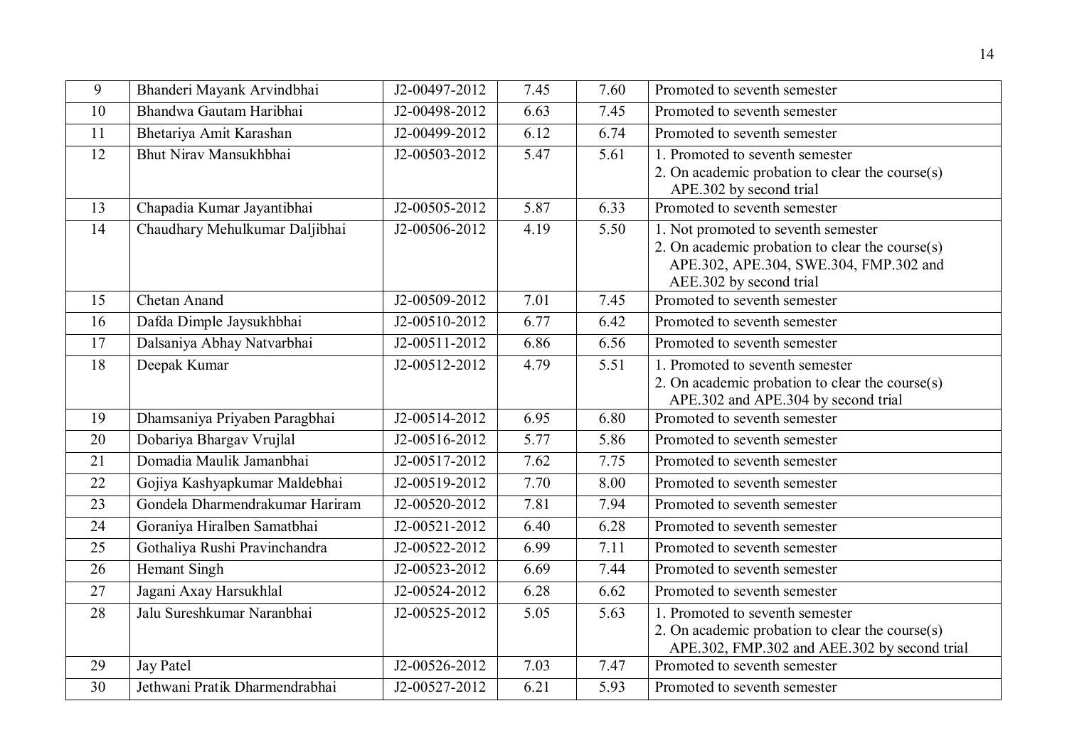| | | | | | |
|---|---|---|---|---|---|
| 9 | Bhanderi Mayank Arvindbhai | J2-00497-2012 | 7.45 | 7.60 | Promoted to seventh semester |
| 10 | Bhandwa Gautam Haribhai | J2-00498-2012 | 6.63 | 7.45 | Promoted to seventh semester |
| 11 | Bhetariya Amit Karashan | J2-00499-2012 | 6.12 | 6.74 | Promoted to seventh semester |
| 12 | Bhut Nirav Mansukhbhai | J2-00503-2012 | 5.47 | 5.61 | 1. Promoted to seventh semester<br>2. On academic probation to clear the course(s) APE.302 by second trial |
| 13 | Chapadia Kumar Jayantibhai | J2-00505-2012 | 5.87 | 6.33 | Promoted to seventh semester |
| 14 | Chaudhary Mehulkumar Daljibhai | J2-00506-2012 | 4.19 | 5.50 | 1. Not promoted to seventh semester<br>2. On academic probation to clear the course(s) APE.302, APE.304, SWE.304, FMP.302 and AEE.302 by second trial |
| 15 | Chetan Anand | J2-00509-2012 | 7.01 | 7.45 | Promoted to seventh semester |
| 16 | Dafda Dimple Jaysukhbhai | J2-00510-2012 | 6.77 | 6.42 | Promoted to seventh semester |
| 17 | Dalsaniya Abhay Natvarbhai | J2-00511-2012 | 6.86 | 6.56 | Promoted to seventh semester |
| 18 | Deepak Kumar | J2-00512-2012 | 4.79 | 5.51 | 1. Promoted to seventh semester<br>2. On academic probation to clear the course(s) APE.302 and APE.304 by second trial |
| 19 | Dhamsaniya Priyaben Paragbhai | J2-00514-2012 | 6.95 | 6.80 | Promoted to seventh semester |
| 20 | Dobariya Bhargav Vrujlal | J2-00516-2012 | 5.77 | 5.86 | Promoted to seventh semester |
| 21 | Domadia Maulik Jamanbhai | J2-00517-2012 | 7.62 | 7.75 | Promoted to seventh semester |
| 22 | Gojiya Kashyapkumar Maldebhai | J2-00519-2012 | 7.70 | 8.00 | Promoted to seventh semester |
| 23 | Gondela Dharmendrakumar Hariram | J2-00520-2012 | 7.81 | 7.94 | Promoted to seventh semester |
| 24 | Goraniya Hiralben Samatbhai | J2-00521-2012 | 6.40 | 6.28 | Promoted to seventh semester |
| 25 | Gothaliya Rushi Pravinchandra | J2-00522-2012 | 6.99 | 7.11 | Promoted to seventh semester |
| 26 | Hemant Singh | J2-00523-2012 | 6.69 | 7.44 | Promoted to seventh semester |
| 27 | Jagani Axay Harsukhlal | J2-00524-2012 | 6.28 | 6.62 | Promoted to seventh semester |
| 28 | Jalu Sureshkumar Naranbhai | J2-00525-2012 | 5.05 | 5.63 | 1. Promoted to seventh semester<br>2. On academic probation to clear the course(s) APE.302, FMP.302 and AEE.302 by second trial |
| 29 | Jay Patel | J2-00526-2012 | 7.03 | 7.47 | Promoted to seventh semester |
| 30 | Jethwani Pratik Dharmendrabhai | J2-00527-2012 | 6.21 | 5.93 | Promoted to seventh semester |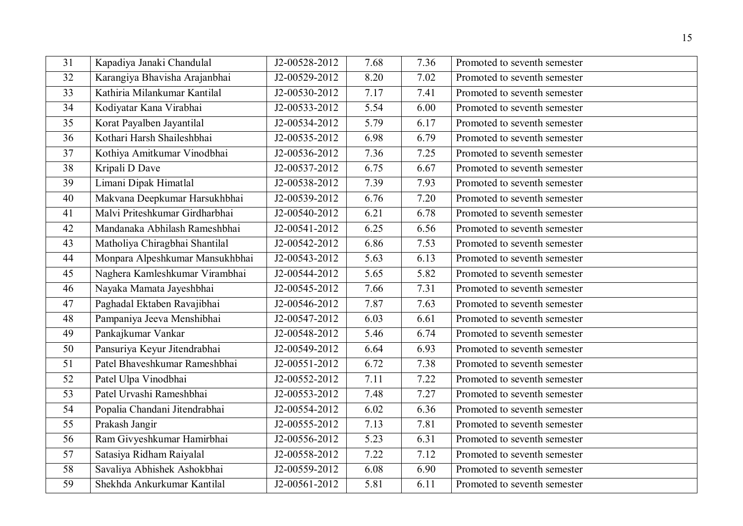| | | | | | |
|---|---|---|---|---|---|
| 31 | Kapadiya Janaki Chandulal | J2-00528-2012 | 7.68 | 7.36 | Promoted to seventh semester |
| 32 | Karangiya Bhavisha Arajanbhai | J2-00529-2012 | 8.20 | 7.02 | Promoted to seventh semester |
| 33 | Kathiria Milankumar Kantilal | J2-00530-2012 | 7.17 | 7.41 | Promoted to seventh semester |
| 34 | Kodiyatar Kana Virabhai | J2-00533-2012 | 5.54 | 6.00 | Promoted to seventh semester |
| 35 | Korat Payalben Jayantilal | J2-00534-2012 | 5.79 | 6.17 | Promoted to seventh semester |
| 36 | Kothari Harsh Shaileshbhai | J2-00535-2012 | 6.98 | 6.79 | Promoted to seventh semester |
| 37 | Kothiya Amitkumar Vinodbhai | J2-00536-2012 | 7.36 | 7.25 | Promoted to seventh semester |
| 38 | Kripali D Dave | J2-00537-2012 | 6.75 | 6.67 | Promoted to seventh semester |
| 39 | Limani Dipak Himatlal | J2-00538-2012 | 7.39 | 7.93 | Promoted to seventh semester |
| 40 | Makvana Deepkumar Harsukhbhai | J2-00539-2012 | 6.76 | 7.20 | Promoted to seventh semester |
| 41 | Malvi Priteshkumar Girdharbhai | J2-00540-2012 | 6.21 | 6.78 | Promoted to seventh semester |
| 42 | Mandanaka Abhilash Rameshbhai | J2-00541-2012 | 6.25 | 6.56 | Promoted to seventh semester |
| 43 | Matholiya Chiragbhai Shantilal | J2-00542-2012 | 6.86 | 7.53 | Promoted to seventh semester |
| 44 | Monpara Alpeshkumar Mansukhbhai | J2-00543-2012 | 5.63 | 6.13 | Promoted to seventh semester |
| 45 | Naghera Kamleshkumar Virambhai | J2-00544-2012 | 5.65 | 5.82 | Promoted to seventh semester |
| 46 | Nayaka Mamata Jayeshbhai | J2-00545-2012 | 7.66 | 7.31 | Promoted to seventh semester |
| 47 | Paghadal Ektaben Ravajibhai | J2-00546-2012 | 7.87 | 7.63 | Promoted to seventh semester |
| 48 | Pampaniya Jeeva Menshibhai | J2-00547-2012 | 6.03 | 6.61 | Promoted to seventh semester |
| 49 | Pankajkumar Vankar | J2-00548-2012 | 5.46 | 6.74 | Promoted to seventh semester |
| 50 | Pansuriya Keyur Jitendrabhai | J2-00549-2012 | 6.64 | 6.93 | Promoted to seventh semester |
| 51 | Patel Bhaveshkumar Rameshbhai | J2-00551-2012 | 6.72 | 7.38 | Promoted to seventh semester |
| 52 | Patel Ulpa Vinodbhai | J2-00552-2012 | 7.11 | 7.22 | Promoted to seventh semester |
| 53 | Patel Urvashi Rameshbhai | J2-00553-2012 | 7.48 | 7.27 | Promoted to seventh semester |
| 54 | Popalia Chandani Jitendrabhai | J2-00554-2012 | 6.02 | 6.36 | Promoted to seventh semester |
| 55 | Prakash Jangir | J2-00555-2012 | 7.13 | 7.81 | Promoted to seventh semester |
| 56 | Ram Givyeshkumar Hamirbhai | J2-00556-2012 | 5.23 | 6.31 | Promoted to seventh semester |
| 57 | Satasiya Ridham Raiyalal | J2-00558-2012 | 7.22 | 7.12 | Promoted to seventh semester |
| 58 | Savaliya Abhishek Ashokbhai | J2-00559-2012 | 6.08 | 6.90 | Promoted to seventh semester |
| 59 | Shekhda Ankurkumar Kantilal | J2-00561-2012 | 5.81 | 6.11 | Promoted to seventh semester |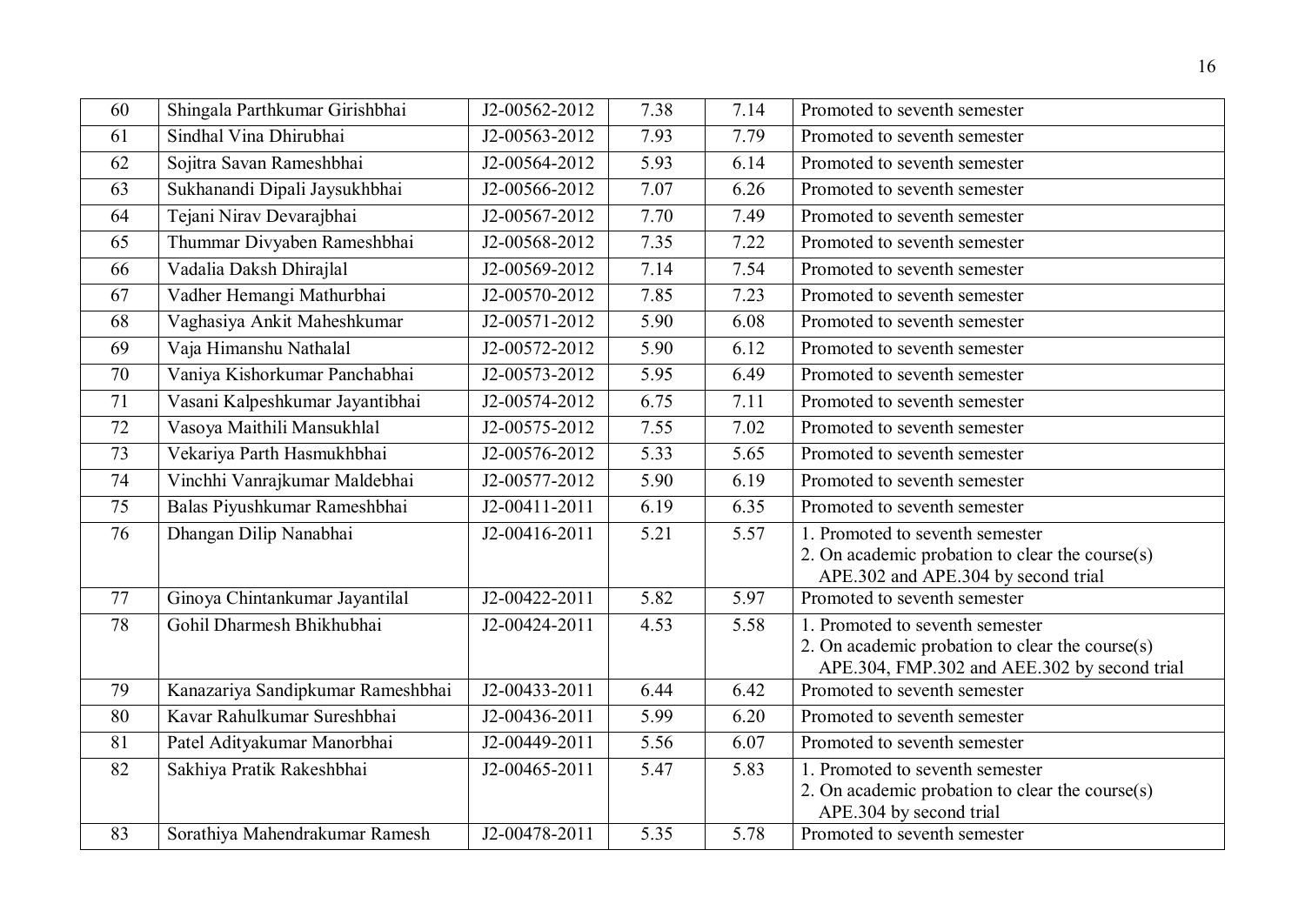| | | | | | |
|---|---|---|---|---|---|
| 60 | Shingala Parthkumar Girishbhai | J2-00562-2012 | 7.38 | 7.14 | Promoted to seventh semester |
| 61 | Sindhal Vina Dhirubhai | J2-00563-2012 | 7.93 | 7.79 | Promoted to seventh semester |
| 62 | Sojitra Savan Rameshbhai | J2-00564-2012 | 5.93 | 6.14 | Promoted to seventh semester |
| 63 | Sukhanandi Dipali Jaysukhbhai | J2-00566-2012 | 7.07 | 6.26 | Promoted to seventh semester |
| 64 | Tejani Nirav Devarajbhai | J2-00567-2012 | 7.70 | 7.49 | Promoted to seventh semester |
| 65 | Thummar Divyaben Rameshbhai | J2-00568-2012 | 7.35 | 7.22 | Promoted to seventh semester |
| 66 | Vadalia Daksh Dhirajlal | J2-00569-2012 | 7.14 | 7.54 | Promoted to seventh semester |
| 67 | Vadher Hemangi Mathurbhai | J2-00570-2012 | 7.85 | 7.23 | Promoted to seventh semester |
| 68 | Vaghasiya Ankit Maheshkumar | J2-00571-2012 | 5.90 | 6.08 | Promoted to seventh semester |
| 69 | Vaja Himanshu Nathalal | J2-00572-2012 | 5.90 | 6.12 | Promoted to seventh semester |
| 70 | Vaniya Kishorkumar Panchabhai | J2-00573-2012 | 5.95 | 6.49 | Promoted to seventh semester |
| 71 | Vasani Kalpeshkumar Jayantibhai | J2-00574-2012 | 6.75 | 7.11 | Promoted to seventh semester |
| 72 | Vasoya Maithili Mansukhlal | J2-00575-2012 | 7.55 | 7.02 | Promoted to seventh semester |
| 73 | Vekariya Parth Hasmukhbhai | J2-00576-2012 | 5.33 | 5.65 | Promoted to seventh semester |
| 74 | Vinchhi Vanrajkumar Maldebhai | J2-00577-2012 | 5.90 | 6.19 | Promoted to seventh semester |
| 75 | Balas Piyushkumar Rameshbhai | J2-00411-2011 | 6.19 | 6.35 | Promoted to seventh semester |
| 76 | Dhangan Dilip Nanabhai | J2-00416-2011 | 5.21 | 5.57 | 1. Promoted to seventh semester<br>2. On academic probation to clear the course(s) APE.302 and APE.304 by second trial |
| 77 | Ginoya Chintankumar Jayantilal | J2-00422-2011 | 5.82 | 5.97 | Promoted to seventh semester |
| 78 | Gohil Dharmesh Bhikhubhai | J2-00424-2011 | 4.53 | 5.58 | 1. Promoted to seventh semester<br>2. On academic probation to clear the course(s) APE.304, FMP.302 and AEE.302 by second trial |
| 79 | Kanazariya Sandipkumar Rameshbhai | J2-00433-2011 | 6.44 | 6.42 | Promoted to seventh semester |
| 80 | Kavar Rahulkumar Sureshbhai | J2-00436-2011 | 5.99 | 6.20 | Promoted to seventh semester |
| 81 | Patel Adityakumar Manorbhai | J2-00449-2011 | 5.56 | 6.07 | Promoted to seventh semester |
| 82 | Sakhiya Pratik Rakeshbhai | J2-00465-2011 | 5.47 | 5.83 | 1. Promoted to seventh semester<br>2. On academic probation to clear the course(s) APE.304 by second trial |
| 83 | Sorathiya Mahendrakumar Ramesh | J2-00478-2011 | 5.35 | 5.78 | Promoted to seventh semester |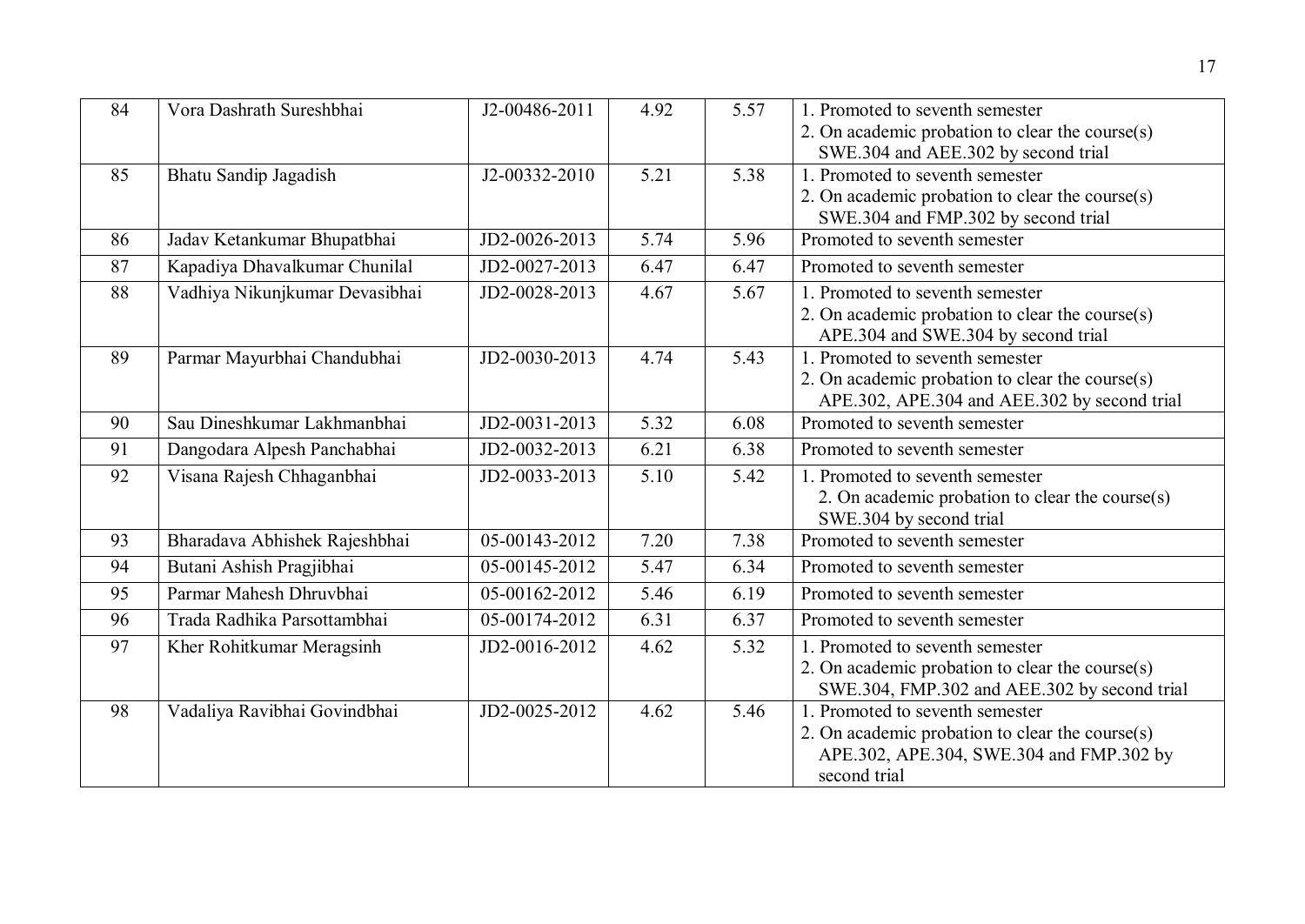| | | | | | |
|---|---|---|---|---|---|
| 84 | Vora Dashrath Sureshbhai | J2-00486-2011 | 4.92 | 5.57 | 1. Promoted to seventh semester<br>2. On academic probation to clear the course(s) SWE.304 and AEE.302 by second trial |
| 85 | Bhatu Sandip Jagadish | J2-00332-2010 | 5.21 | 5.38 | 1. Promoted to seventh semester<br>2. On academic probation to clear the course(s) SWE.304 and FMP.302 by second trial |
| 86 | Jadav Ketankumar Bhupatbhai | JD2-0026-2013 | 5.74 | 5.96 | Promoted to seventh semester |
| 87 | Kapadiya Dhavalkumar Chunilal | JD2-0027-2013 | 6.47 | 6.47 | Promoted to seventh semester |
| 88 | Vadhiya Nikunjkumar Devasibhai | JD2-0028-2013 | 4.67 | 5.67 | 1. Promoted to seventh semester<br>2. On academic probation to clear the course(s) APE.304 and SWE.304 by second trial |
| 89 | Parmar Mayurbhai Chandubhai | JD2-0030-2013 | 4.74 | 5.43 | 1. Promoted to seventh semester<br>2. On academic probation to clear the course(s) APE.302, APE.304 and AEE.302 by second trial |
| 90 | Sau Dineshkumar Lakhmanbhai | JD2-0031-2013 | 5.32 | 6.08 | Promoted to seventh semester |
| 91 | Dangodara Alpesh Panchabhai | JD2-0032-2013 | 6.21 | 6.38 | Promoted to seventh semester |
| 92 | Visana Rajesh Chhaganbhai | JD2-0033-2013 | 5.10 | 5.42 | 1. Promoted to seventh semester<br>2. On academic probation to clear the course(s) SWE.304 by second trial |
| 93 | Bharadava Abhishek Rajeshbhai | 05-00143-2012 | 7.20 | 7.38 | Promoted to seventh semester |
| 94 | Butani Ashish Pragjibhai | 05-00145-2012 | 5.47 | 6.34 | Promoted to seventh semester |
| 95 | Parmar Mahesh Dhruvbhai | 05-00162-2012 | 5.46 | 6.19 | Promoted to seventh semester |
| 96 | Trada Radhika Parsottambhai | 05-00174-2012 | 6.31 | 6.37 | Promoted to seventh semester |
| 97 | Kher Rohitkumar Meragsinh | JD2-0016-2012 | 4.62 | 5.32 | 1. Promoted to seventh semester<br>2. On academic probation to clear the course(s) SWE.304, FMP.302 and AEE.302 by second trial |
| 98 | Vadaliya Ravibhai Govindbhai | JD2-0025-2012 | 4.62 | 5.46 | 1. Promoted to seventh semester<br>2. On academic probation to clear the course(s) APE.302, APE.304, SWE.304 and FMP.302 by second trial |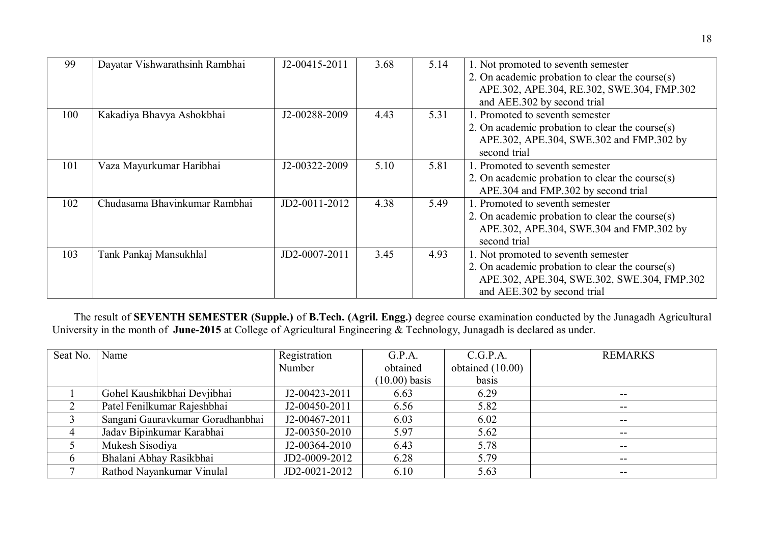| | | | | | |
|---|---|---|---|---|---|
| 99 | Dayatar Vishwarathsinh Rambhai | J2-00415-2011 | 3.68 | 5.14 | 1. Not promoted to seventh semester<br>2. On academic probation to clear the course(s) APE.302, APE.304, RE.302, SWE.304, FMP.302 and AEE.302 by second trial |
| 100 | Kakadiya Bhavya Ashokbhai | J2-00288-2009 | 4.43 | 5.31 | 1. Promoted to seventh semester<br>2. On academic probation to clear the course(s) APE.302, APE.304, SWE.302 and FMP.302 by second trial |
| 101 | Vaza Mayurkumar Haribhai | J2-00322-2009 | 5.10 | 5.81 | 1. Promoted to seventh semester<br>2. On academic probation to clear the course(s) APE.304 and FMP.302 by second trial |
| 102 | Chudasama Bhavinkumar Rambhai | JD2-0011-2012 | 4.38 | 5.49 | 1. Promoted to seventh semester<br>2. On academic probation to clear the course(s) APE.302, APE.304, SWE.304 and FMP.302 by second trial |
| 103 | Tank Pankaj Mansukhlal | JD2-0007-2011 | 3.45 | 4.93 | 1. Not promoted to seventh semester<br>2. On academic probation to clear the course(s) APE.302, APE.304, SWE.302, SWE.304, FMP.302 and AEE.302 by second trial |

The result of **SEVENTH SEMESTER (Supple.)** of **B.Tech. (Agril. Engg.)** degree course examination conducted by the Junagadh Agricultural University in the month of **June-2015** at College of Agricultural Engineering & Technology, Junagadh is declared as under.

| Seat No. | Name | Registration Number | G.P.A. obtained (10.00) basis | C.G.P.A. obtained (10.00) basis | REMARKS |
|---|---|---|---|---|---|
| 1 | Gohel Kaushikbhai Devjibhai | J2-00423-2011 | 6.63 | 6.29 | -- |
| 2 | Patel Fenilkumar Rajeshbhai | J2-00450-2011 | 6.56 | 5.82 | -- |
| 3 | Sangani Gauravkumar Goradhanbhai | J2-00467-2011 | 6.03 | 6.02 | -- |
| 4 | Jadav Bipinkumar Karabhai | J2-00350-2010 | 5.97 | 5.62 | -- |
| 5 | Mukesh Sisodiya | J2-00364-2010 | 6.43 | 5.78 | -- |
| 6 | Bhalani Abhay Rasikbhai | JD2-0009-2012 | 6.28 | 5.79 | -- |
| 7 | Rathod Nayankumar Vinulal | JD2-0021-2012 | 6.10 | 5.63 | -- |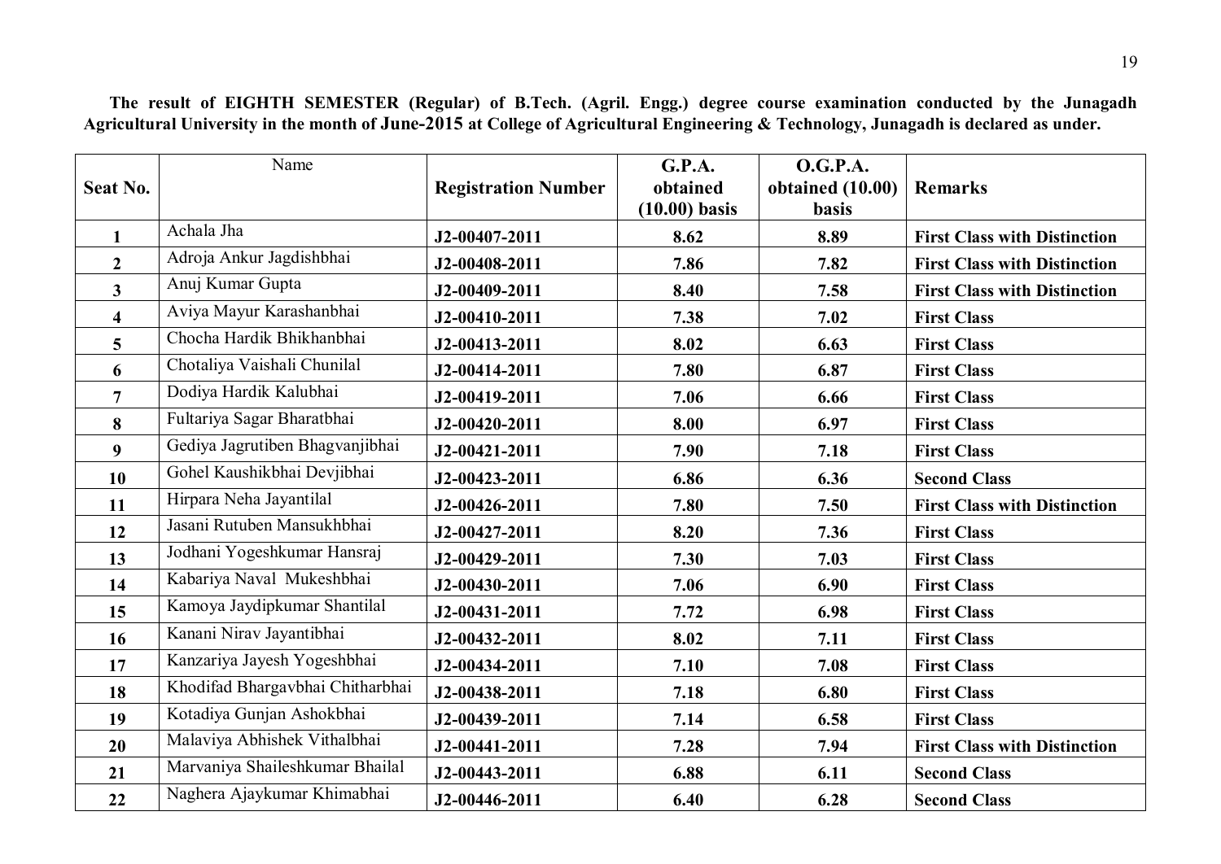**The result of EIGHTH SEMESTER (Regular) of B.Tech. (Agril. Engg.) degree course examination conducted by the Junagadh Agricultural University in the month of June-2015 at College of Agricultural Engineering & Technology, Junagadh is declared as under.**

| Seat No. | Name | Registration Number | G.P.A. obtained (10.00) basis | O.G.P.A. obtained (10.00) basis | Remarks |
|---|---|---|---|---|---|
| 1 | Achala Jha | J2-00407-2011 | 8.62 | 8.89 | First Class with Distinction |
| 2 | Adroja Ankur Jagdishbhai | J2-00408-2011 | 7.86 | 7.82 | First Class with Distinction |
| 3 | Anuj Kumar Gupta | J2-00409-2011 | 8.40 | 7.58 | First Class with Distinction |
| 4 | Aviya Mayur Karashanbhai | J2-00410-2011 | 7.38 | 7.02 | First Class |
| 5 | Chocha Hardik Bhikhanbhai | J2-00413-2011 | 8.02 | 6.63 | First Class |
| 6 | Chotaliya Vaishali Chunilal | J2-00414-2011 | 7.80 | 6.87 | First Class |
| 7 | Dodiya Hardik Kalubhai | J2-00419-2011 | 7.06 | 6.66 | First Class |
| 8 | Fultariya Sagar Bharatbhai | J2-00420-2011 | 8.00 | 6.97 | First Class |
| 9 | Gediya Jagrutiben Bhagvanjibhai | J2-00421-2011 | 7.90 | 7.18 | First Class |
| 10 | Gohel Kaushikbhai Devjibhai | J2-00423-2011 | 6.86 | 6.36 | Second Class |
| 11 | Hirpara Neha Jayantilal | J2-00426-2011 | 7.80 | 7.50 | First Class with Distinction |
| 12 | Jasani Rutuben Mansukhbhai | J2-00427-2011 | 8.20 | 7.36 | First Class |
| 13 | Jodhani Yogeshkumar Hansraj | J2-00429-2011 | 7.30 | 7.03 | First Class |
| 14 | Kabariya Naval Mukeshbhai | J2-00430-2011 | 7.06 | 6.90 | First Class |
| 15 | Kamoya Jaydipkumar Shantilal | J2-00431-2011 | 7.72 | 6.98 | First Class |
| 16 | Kanani Nirav Jayantibhai | J2-00432-2011 | 8.02 | 7.11 | First Class |
| 17 | Kanzariya Jayesh Yogeshbhai | J2-00434-2011 | 7.10 | 7.08 | First Class |
| 18 | Khodifad Bhargavbhai Chitharbhai | J2-00438-2011 | 7.18 | 6.80 | First Class |
| 19 | Kotadiya Gunjan Ashokbhai | J2-00439-2011 | 7.14 | 6.58 | First Class |
| 20 | Malaviya Abhishek Vithalbhai | J2-00441-2011 | 7.28 | 7.94 | First Class with Distinction |
| 21 | Marvaniya Shaileshkumar Bhailal | J2-00443-2011 | 6.88 | 6.11 | Second Class |
| 22 | Naghera Ajaykumar Khimabhai | J2-00446-2011 | 6.40 | 6.28 | Second Class |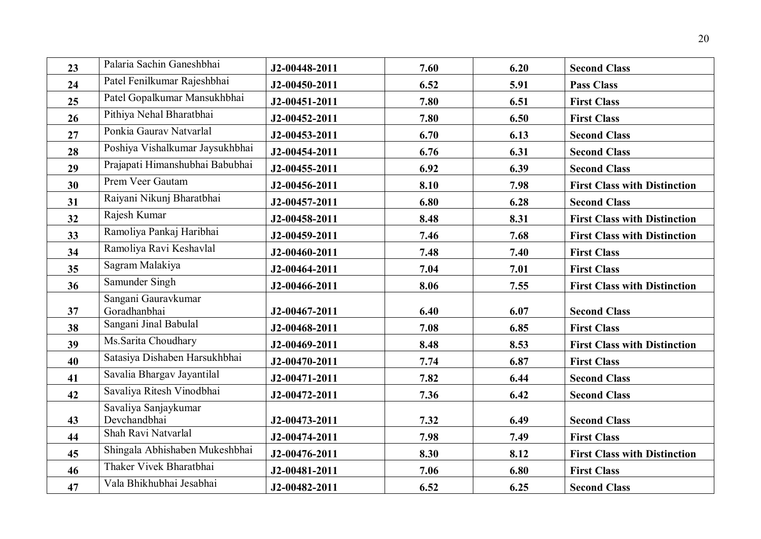| | | | | | |
|---|---|---|---|---|---|
| **23** | Palaria Sachin Ganeshbhai | **J2-00448-2011** | **7.60** | **6.20** | **Second Class** |
| **24** | Patel Fenilkumar Rajeshbhai | **J2-00450-2011** | **6.52** | **5.91** | **Pass Class** |
| **25** | Patel Gopalkumar Mansukhbhai | **J2-00451-2011** | **7.80** | **6.51** | **First Class** |
| **26** | Pithiya Nehal Bharatbhai | **J2-00452-2011** | **7.80** | **6.50** | **First Class** |
| **27** | Ponkia Gaurav Natvarlal | **J2-00453-2011** | **6.70** | **6.13** | **Second Class** |
| **28** | Poshiya Vishalkumar Jaysukhbhai | **J2-00454-2011** | **6.76** | **6.31** | **Second Class** |
| **29** | Prajapati Himanshubhai Babubhai | **J2-00455-2011** | **6.92** | **6.39** | **Second Class** |
| **30** | Prem Veer Gautam | **J2-00456-2011** | **8.10** | **7.98** | **First Class with Distinction** |
| **31** | Raiyani Nikunj Bharatbhai | **J2-00457-2011** | **6.80** | **6.28** | **Second Class** |
| **32** | Rajesh Kumar | **J2-00458-2011** | **8.48** | **8.31** | **First Class with Distinction** |
| **33** | Ramoliya Pankaj Haribhai | **J2-00459-2011** | **7.46** | **7.68** | **First Class with Distinction** |
| **34** | Ramoliya Ravi Keshavlal | **J2-00460-2011** | **7.48** | **7.40** | **First Class** |
| **35** | Sagram Malakiya | **J2-00464-2011** | **7.04** | **7.01** | **First Class** |
| **36** | Samunder Singh | **J2-00466-2011** | **8.06** | **7.55** | **First Class with Distinction** |
| **37** | Sangani Gauravkumar Goradhanbhai | **J2-00467-2011** | **6.40** | **6.07** | **Second Class** |
| **38** | Sangani Jinal Babulal | **J2-00468-2011** | **7.08** | **6.85** | **First Class** |
| **39** | Ms.Sarita Choudhary | **J2-00469-2011** | **8.48** | **8.53** | **First Class with Distinction** |
| **40** | Satasiya Dishaben Harsukhbhai | **J2-00470-2011** | **7.74** | **6.87** | **First Class** |
| **41** | Savalia Bhargav Jayantilal | **J2-00471-2011** | **7.82** | **6.44** | **Second Class** |
| **42** | Savaliya Ritesh Vinodbhai | **J2-00472-2011** | **7.36** | **6.42** | **Second Class** |
| **43** | Savaliya Sanjaykumar Devchandbhai | **J2-00473-2011** | **7.32** | **6.49** | **Second Class** |
| **44** | Shah Ravi Natvarlal | **J2-00474-2011** | **7.98** | **7.49** | **First Class** |
| **45** | Shingala Abhishaben Mukeshbhai | **J2-00476-2011** | **8.30** | **8.12** | **First Class with Distinction** |
| **46** | Thaker Vivek Bharatbhai | **J2-00481-2011** | **7.06** | **6.80** | **First Class** |
| **47** | Vala Bhikhubhai Jesabhai | **J2-00482-2011** | **6.52** | **6.25** | **Second Class** |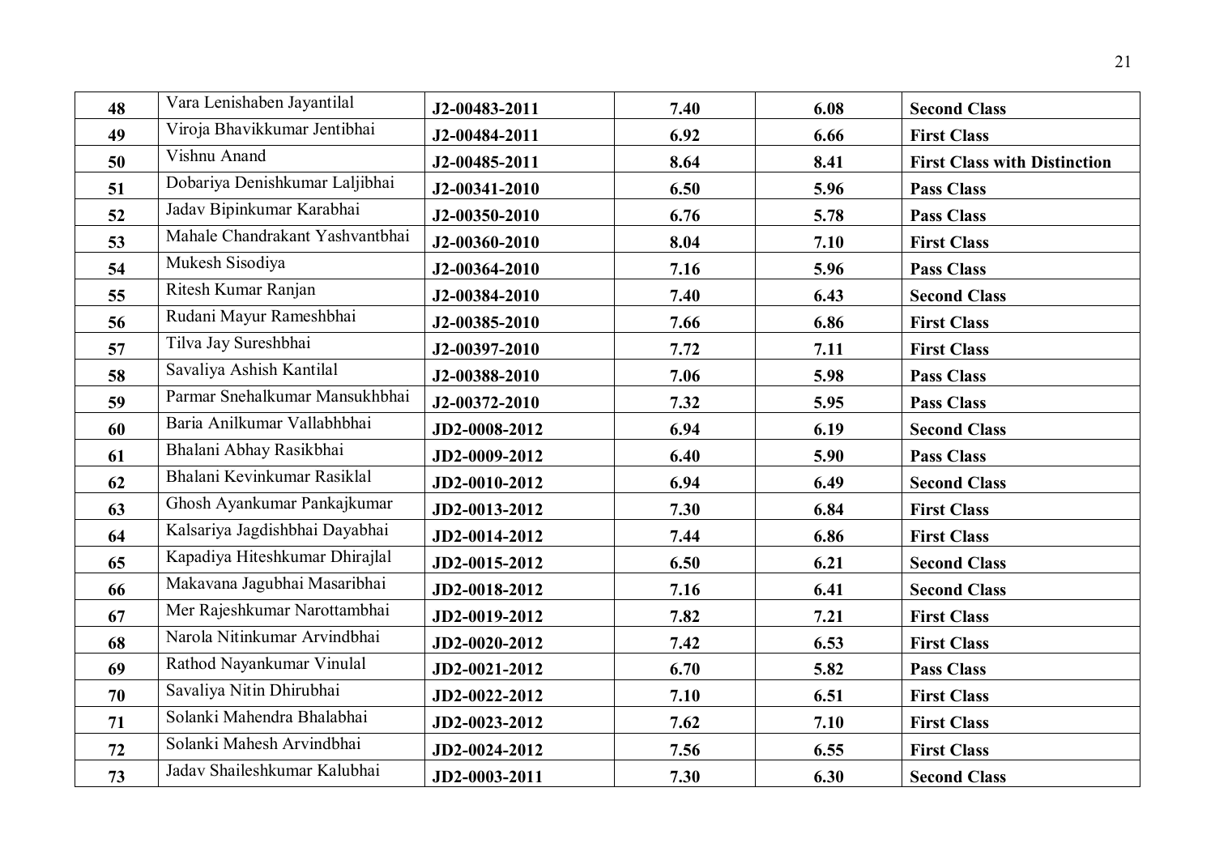| | | | | | |
|---|---|---|---|---|---|
| **48** | Vara Lenishaben Jayantilal | **J2-00483-2011** | **7.40** | **6.08** | **Second Class** |
| **49** | Viroja Bhavikkumar Jentibhai | **J2-00484-2011** | **6.92** | **6.66** | **First Class** |
| **50** | Vishnu Anand | **J2-00485-2011** | **8.64** | **8.41** | **First Class with Distinction** |
| **51** | Dobariya Denishkumar Laljibhai | **J2-00341-2010** | **6.50** | **5.96** | **Pass Class** |
| **52** | Jadav Bipinkumar Karabhai | **J2-00350-2010** | **6.76** | **5.78** | **Pass Class** |
| **53** | Mahale Chandrakant Yashvantbhai | **J2-00360-2010** | **8.04** | **7.10** | **First Class** |
| **54** | Mukesh Sisodiya | **J2-00364-2010** | **7.16** | **5.96** | **Pass Class** |
| **55** | Ritesh Kumar Ranjan | **J2-00384-2010** | **7.40** | **6.43** | **Second Class** |
| **56** | Rudani Mayur Rameshbhai | **J2-00385-2010** | **7.66** | **6.86** | **First Class** |
| **57** | Tilva Jay Sureshbhai | **J2-00397-2010** | **7.72** | **7.11** | **First Class** |
| **58** | Savaliya Ashish Kantilal | **J2-00388-2010** | **7.06** | **5.98** | **Pass Class** |
| **59** | Parmar Snehalkumar Mansukhbhai | **J2-00372-2010** | **7.32** | **5.95** | **Pass Class** |
| **60** | Baria Anilkumar Vallabhbhai | **JD2-0008-2012** | **6.94** | **6.19** | **Second Class** |
| **61** | Bhalani Abhay Rasikbhai | **JD2-0009-2012** | **6.40** | **5.90** | **Pass Class** |
| **62** | Bhalani Kevinkumar Rasiklal | **JD2-0010-2012** | **6.94** | **6.49** | **Second Class** |
| **63** | Ghosh Ayankumar Pankajkumar | **JD2-0013-2012** | **7.30** | **6.84** | **First Class** |
| **64** | Kalsariya Jagdishbhai Dayabhai | **JD2-0014-2012** | **7.44** | **6.86** | **First Class** |
| **65** | Kapadiya Hiteshkumar Dhirajlal | **JD2-0015-2012** | **6.50** | **6.21** | **Second Class** |
| **66** | Makavana Jagubhai Masaribhai | **JD2-0018-2012** | **7.16** | **6.41** | **Second Class** |
| **67** | Mer Rajeshkumar Narottambhai | **JD2-0019-2012** | **7.82** | **7.21** | **First Class** |
| **68** | Narola Nitinkumar Arvindbhai | **JD2-0020-2012** | **7.42** | **6.53** | **First Class** |
| **69** | Rathod Nayankumar Vinulal | **JD2-0021-2012** | **6.70** | **5.82** | **Pass Class** |
| **70** | Savaliya Nitin Dhirubhai | **JD2-0022-2012** | **7.10** | **6.51** | **First Class** |
| **71** | Solanki Mahendra Bhalabhai | **JD2-0023-2012** | **7.62** | **7.10** | **First Class** |
| **72** | Solanki Mahesh Arvindbhai | **JD2-0024-2012** | **7.56** | **6.55** | **First Class** |
| **73** | Jadav Shaileshkumar Kalubhai | **JD2-0003-2011** | **7.30** | **6.30** | **Second Class** |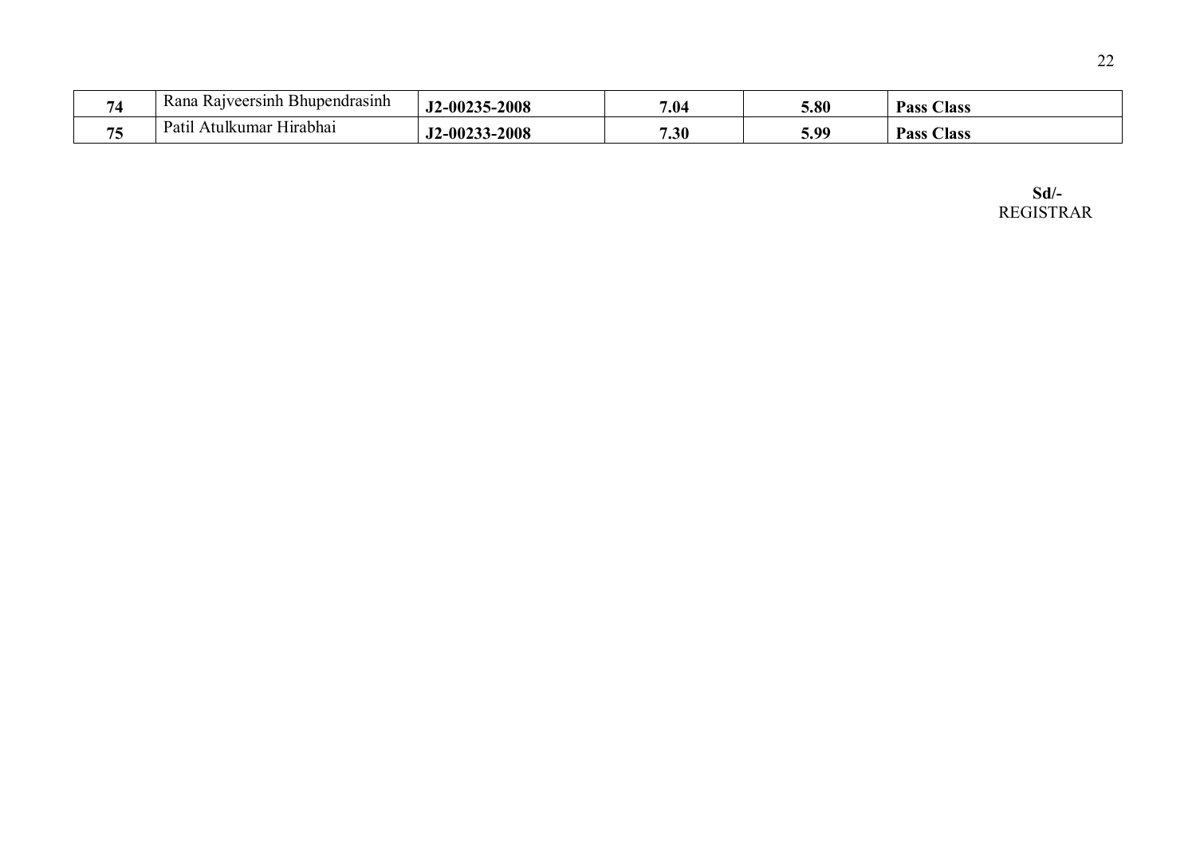| | | | | | |
|---|---|---|---|---|---|
| **74** | Rana Rajveersinh Bhupendrasinh | **J2-00235-2008** | **7.04** | **5.80** | **Pass Class** |
| **75** | Patil Atulkumar Hirabhai | **J2-00233-2008** | **7.30** | **5.99** | **Pass Class** |

**Sd/-**
REGISTRAR